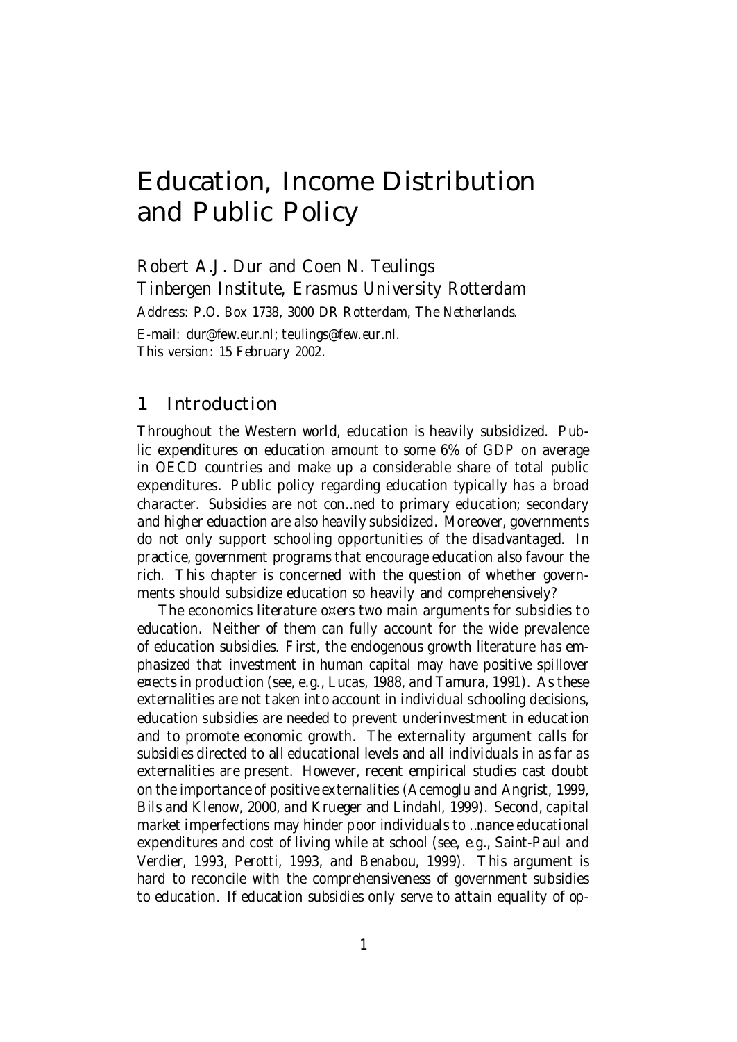# Education, Income Distribution and Public Policy

Robert A.J. Dur and Coen N. Teulings

Tinbergen Institute, Erasmus University Rotterdam

Address: P.O. Box 1738, 3000 DR Rotterdam, The Netherlands.

E-mail: dur@few.eur.nl; teulings@few.eur.nl.

This version: 15 February 2002.

## 1 Introduction

Throughout the Western world, education is heavily subsidized. Public expenditures on education amount to some 6% of GDP on average in OECD countries and make up a considerable share of total public expenditures. Public policy regarding education typically has a broad character. Subsidies are not confined to primary education; secondary and higher eduaction are also heavily subsidized. Moreover, governments do not only support schooling opportunities of the disadvantaged. In practice, government programs that encourage education also favour the rich. This chapter is concerned with the question of whether governments should subsidize education so heavily and comprehensively?

The economics literature offers two main arguments for subsidies to education. Neither of them can fully account for the wide prevalence of education subsidies. First, the endogenous growth literature has emphasized that investment in human capital may have positive spillover effects in production (see, e.g., Lucas, 1988, and Tamura, 1991). As these externalities are not taken into account in individual schooling decisions, education subsidies are needed to prevent underinvestment in education and to promote economic growth. The externality argument calls for subsidies directed to all educational levels and all individuals in as far as externalities are present. However, recent empirical studies cast doubt on the importance of positive externalities (Acemoglu and Angrist, 1999, Bils and Klenow, 2000, and Krueger and Lindahl, 1999). Second, capital market imperfections may hinder poor individuals to finance educational expenditures and cost of living while at school (see, e.g., Saint-Paul and Verdier, 1993, Perotti, 1993, and Benabou, 1999). This argument is hard to reconcile with the comprehensiveness of government subsidies to education. If education subsidies only serve to attain equality of op-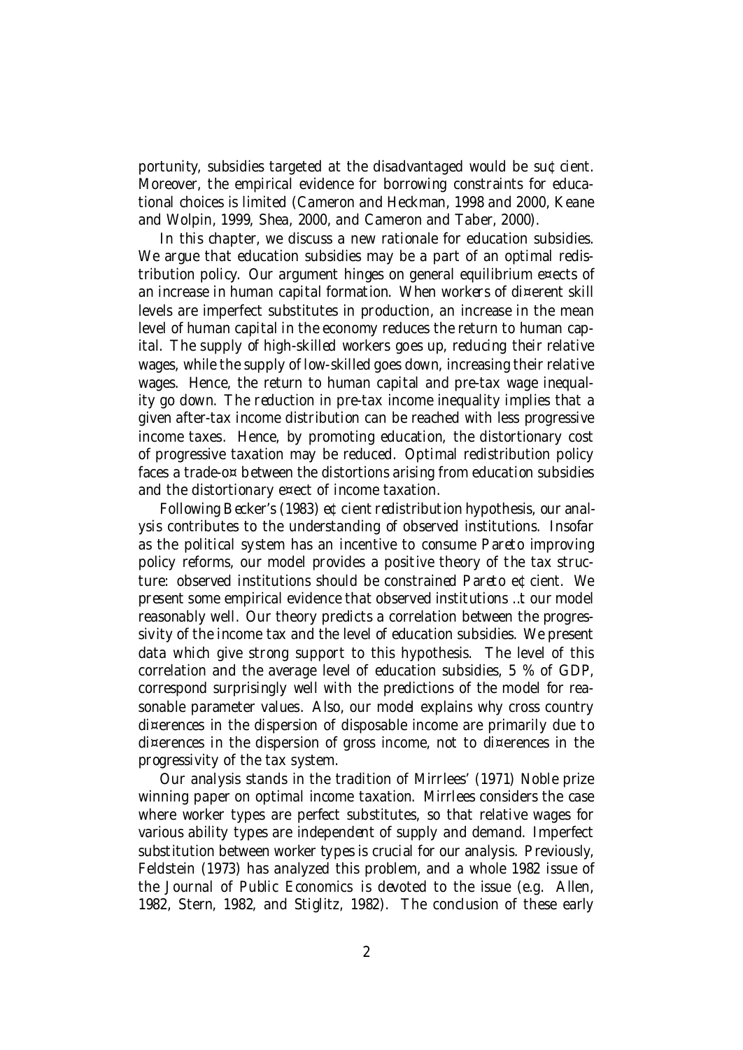portunity, subsidies targeted at the disadvantaged would be sufficient. Moreover, the empirical evidence for borrowing constraints for educational choices is limited (Cameron and Heckman, 1998 and 2000, Keane and Wolpin, 1999, Shea, 2000, and Cameron and Taber, 2000).

In this chapter, we discuss a new rationale for education subsidies. We argue that education subsidies may be a part of an optimal redistribution policy. Our argument hinges on general equilibrium effects of an increase in human capital formation. When workers of different skill levels are imperfect substitutes in production, an increase in the mean level of human capital in the economy reduces the return to human capital. The supply of high-skilled workers goes up, reducing their relative wages, while the supply of low-skilled goes down, increasing their relative wages. Hence, the return to human capital and pre-tax wage inequality go down. The reduction in pre-tax income inequality implies that a given after-tax income distribution can be reached with less progressive income taxes. Hence, by promoting education, the distortionary cost of progressive taxation may be reduced. Optimal redistribution policy faces a trade-off between the distortions arising from education subsidies and the distortionary effect of income taxation.

Following Becker's (1983) efficient redistribution hypothesis, our analysis contributes to the understanding of observed institutions. Insofar as the political system has an incentive to consume Pareto improving policy reforms, our model provides a positive theory of the tax structure: observed institutions should be constrained Pareto efficient. We present some empirical evidence that observed institutions fit our model reasonably well. Our theory predicts a correlation between the progressivity of the income tax and the level of education subsidies. We present data which give strong support to this hypothesis. The level of this correlation and the average level of education subsidies, 5 % of GDP, correspond surprisingly well with the predictions of the model for reasonable parameter values. Also, our model explains why cross country differences in the dispersion of disposable income are primarily due to differences in the dispersion of gross income, not to differences in the progressivity of the tax system.

Our analysis stands in the tradition of Mirrlees' (1971) Noble prize winning paper on optimal income taxation. Mirrlees considers the case where worker types are perfect substitutes, so that relative wages for various ability types are independent of supply and demand. Imperfect substitution between worker types is crucial for our analysis. Previously, Feldstein (1973) has analyzed this problem, and a whole 1982 issue of the Journal of Public Economics is devoted to the issue (e.g. Allen, 1982, Stern, 1982, and Stiglitz, 1982). The conclusion of these early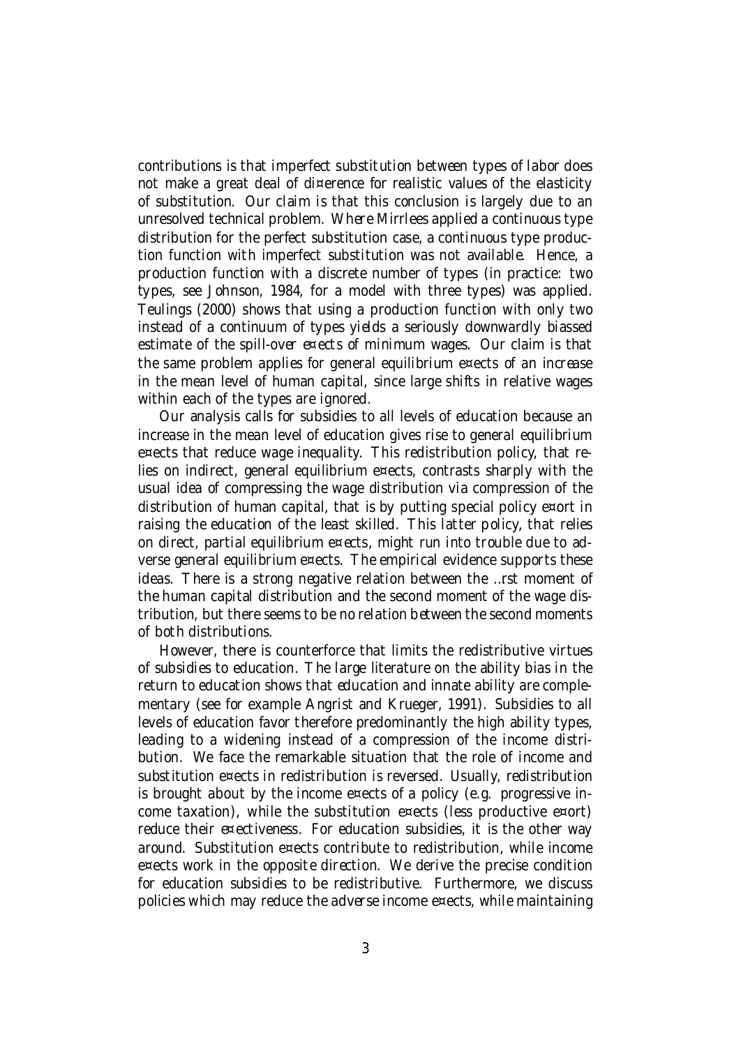contributions is that imperfect substitution between types of labor does not make a great deal of difference for realistic values of the elasticity of substitution. Our claim is that this conclusion is largely due to an unresolved technical problem. Where Mirrlees applied a continuous type distribution for the perfect substitution case, a continuous type production function with imperfect substitution was not available. Hence, a production function with a discrete number of types (in practice: two types, see Johnson, 1984, for a model with three types) was applied. Teulings (2000) shows that using a production function with only two instead of a continuum of types yields a seriously downwardly biassed estimate of the spill-over effects of minimum wages. Our claim is that the same problem applies for general equilibrium effects of an increase in the mean level of human capital, since large shifts in relative wages within each of the types are ignored.

Our analysis calls for subsidies to all levels of education because an increase in the mean level of education gives rise to general equilibrium effects that reduce wage inequality. This redistribution policy, that relies on indirect, general equilibrium effects, contrasts sharply with the usual idea of compressing the wage distribution via compression of the distribution of human capital, that is by putting special policy effort in raising the education of the least skilled. This latter policy, that relies on direct, partial equilibrium effects, might run into trouble due to adverse general equilibrium effects. The empirical evidence supports these ideas. There is a strong negative relation between the first moment of the human capital distribution and the second moment of the wage distribution, but there seems to be no relation between the second moments of both distributions.

However, there is counterforce that limits the redistributive virtues of subsidies to education. The large literature on the ability bias in the return to education shows that education and innate ability are complementary (see for example Angrist and Krueger, 1991). Subsidies to all levels of education favor therefore predominantly the high ability types, leading to a widening instead of a compression of the income distribution. We face the remarkable situation that the role of income and substitution effects in redistribution is reversed. Usually, redistribution is brought about by the income effects of a policy (e.g. progressive income taxation), while the substitution effects (less productive effort) reduce their effectiveness. For education subsidies, it is the other way around. Substitution effects contribute to redistribution, while income effects work in the opposite direction. We derive the precise condition for education subsidies to be redistributive. Furthermore, we discuss policies which may reduce the adverse income effects, while maintaining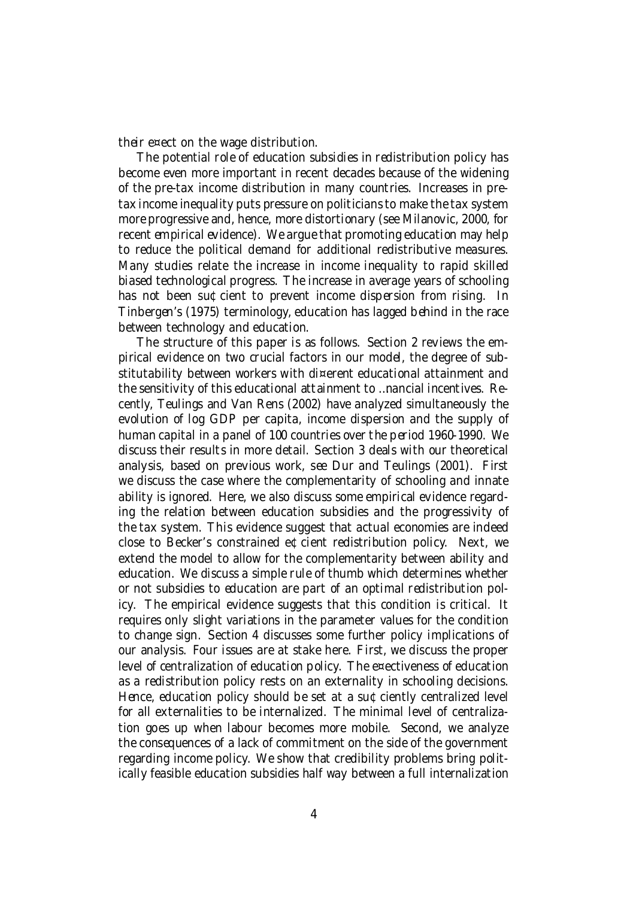their e¤ect on the wage distribution.

The potential role of education subsidies in redistribution policy has become even more important in recent decades because of the widening of the pre-tax income distribution in many countries. Increases in pre-tax income inequality puts pressure on politicians to make the tax system more progressive and, hence, more distortionary (see Milanovic, 2000, for recent empirical evidence). We argue that promoting education may help to reduce the political demand for additional redistributive measures. Many studies relate the increase in income inequality to rapid skilled biased technological progress. The increase in average years of schooling has not been su¢ cient to prevent income dispersion from rising. In Tinbergen's (1975) terminology, education has lagged behind in the race between technology and education.

The structure of this paper is as follows. Section 2 reviews the empirical evidence on two crucial factors in our model, the degree of substitutability between workers with di¤erent educational attainment and the sensitivity of this educational attainment to ..nancial incentives. Recently, Teulings and Van Rens (2002) have analyzed simultaneously the evolution of log GDP per capita, income dispersion and the supply of human capital in a panel of 100 countries over the period 1960-1990. We discuss their results in more detail. Section 3 deals with our theoretical analysis, based on previous work, see Dur and Teulings (2001). First we discuss the case where the complementarity of schooling and innate ability is ignored. Here, we also discuss some empirical evidence regarding the relation between education subsidies and the progressivity of the tax system. This evidence suggest that actual economies are indeed close to Becker's constrained e¢ cient redistribution policy. Next, we extend the model to allow for the complementarity between ability and education. We discuss a simple rule of thumb which determines whether or not subsidies to education are part of an optimal redistribution policy. The empirical evidence suggests that this condition is critical. It requires only slight variations in the parameter values for the condition to change sign. Section 4 discusses some further policy implications of our analysis. Four issues are at stake here. First, we discuss the proper level of centralization of education policy. The e¤ectiveness of education as a redistribution policy rests on an externality in schooling decisions. Hence, education policy should be set at a su¢ ciently centralized level for all externalities to be internalized. The minimal level of centralization goes up when labour becomes more mobile. Second, we analyze the consequences of a lack of commitment on the side of the government regarding income policy. We show that credibility problems bring politically feasible education subsidies half way between a full internalization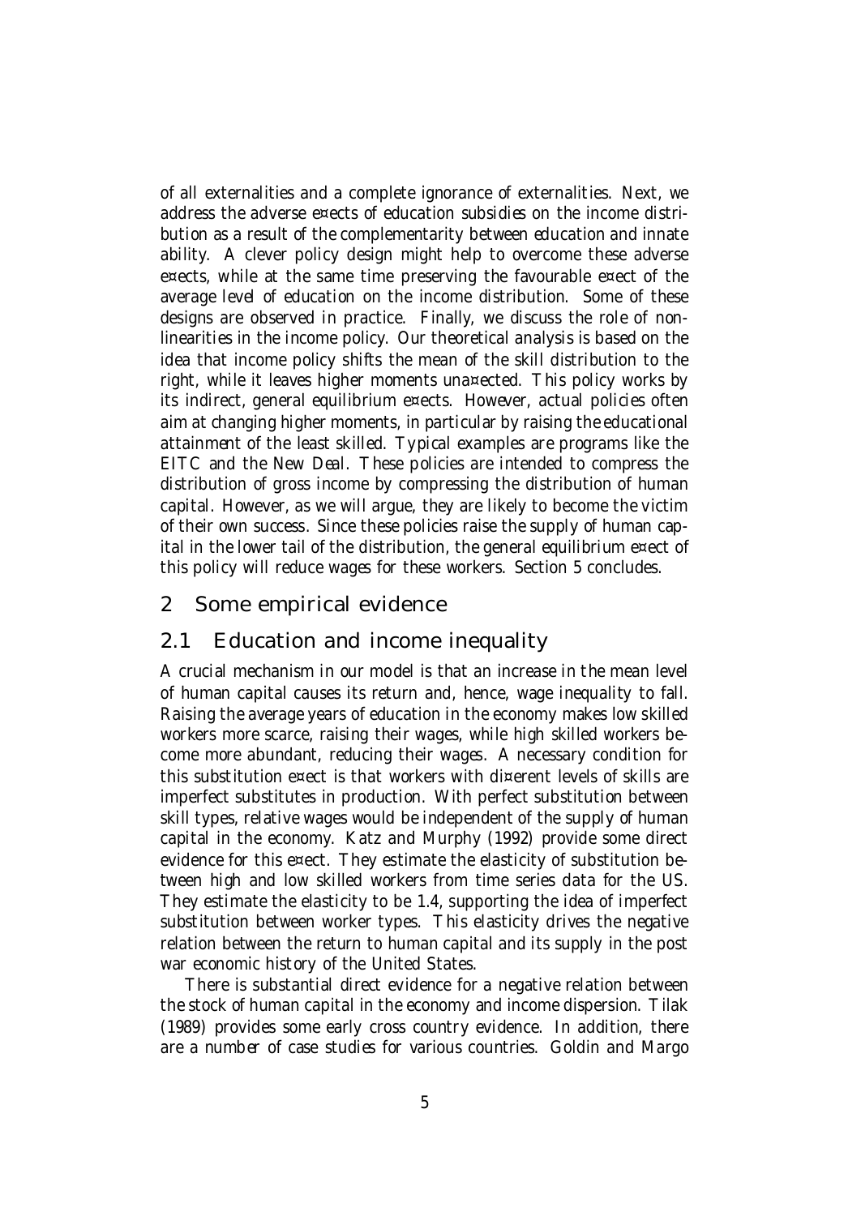of all externalities and a complete ignorance of externalities. Next, we address the adverse e¤ects of education subsidies on the income distribution as a result of the complementarity between education and innate ability. A clever policy design might help to overcome these adverse e¤ects, while at the same time preserving the favourable e¤ect of the average level of education on the income distribution. Some of these designs are observed in practice. Finally, we discuss the role of nonlinearities in the income policy. Our theoretical analysis is based on the idea that income policy shifts the mean of the skill distribution to the right, while it leaves higher moments una¤ected. This policy works by its indirect, general equilibrium e¤ects. However, actual policies often aim at changing higher moments, in particular by raising the educational attainment of the least skilled. Typical examples are programs like the EITC and the New Deal. These policies are intended to compress the distribution of gross income by compressing the distribution of human capital. However, as we will argue, they are likely to become the victim of their own success. Since these policies raise the supply of human capital in the lower tail of the distribution, the general equilibrium e¤ect of this policy will reduce wages for these workers. Section 5 concludes.

## 2 Some empirical evidence

### 2.1 Education and income inequality

A crucial mechanism in our model is that an increase in the mean level of human capital causes its return and, hence, wage inequality to fall. Raising the average years of education in the economy makes low skilled workers more scarce, raising their wages, while high skilled workers become more abundant, reducing their wages. A necessary condition for this substitution e¤ect is that workers with di¤erent levels of skills are imperfect substitutes in production. With perfect substitution between skill types, relative wages would be independent of the supply of human capital in the economy. Katz and Murphy (1992) provide some direct evidence for this e¤ect. They estimate the elasticity of substitution between high and low skilled workers from time series data for the US. They estimate the elasticity to be 1.4, supporting the idea of imperfect substitution between worker types. This elasticity drives the negative relation between the return to human capital and its supply in the post war economic history of the United States.

There is substantial direct evidence for a negative relation between the stock of human capital in the economy and income dispersion. Tilak (1989) provides some early cross country evidence. In addition, there are a number of case studies for various countries. Goldin and Margo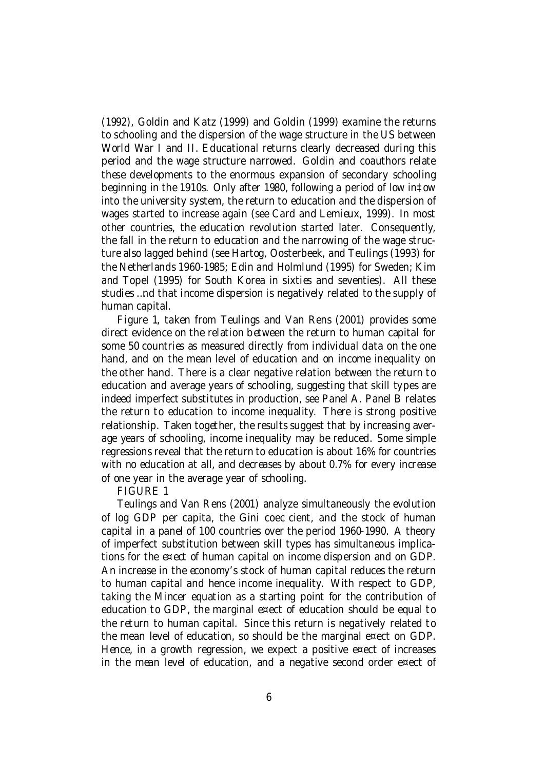(1992), Goldin and Katz (1999) and Goldin (1999) examine the returns to schooling and the dispersion of the wage structure in the US between World War I and II. Educational returns clearly decreased during this period and the wage structure narrowed. Goldin and coauthors relate these developments to the enormous expansion of secondary schooling beginning in the 1910s. Only after 1980, following a period of low inflow into the university system, the return to education and the dispersion of wages started to increase again (see Card and Lemieux, 1999). In most other countries, the education revolution started later. Consequently, the fall in the return to education and the narrowing of the wage structure also lagged behind (see Hartog, Oosterbeek, and Teulings (1993) for the Netherlands 1960-1985; Edin and Holmlund (1995) for Sweden; Kim and Topel (1995) for South Korea in sixties and seventies). All these studies find that income dispersion is negatively related to the supply of human capital.

Figure 1, taken from Teulings and Van Rens (2001) provides some direct evidence on the relation between the return to human capital for some 50 countries as measured directly from individual data on the one hand, and on the mean level of education and on income inequality on the other hand. There is a clear negative relation between the return to education and average years of schooling, suggesting that skill types are indeed imperfect substitutes in production, see Panel A. Panel B relates the return to education to income inequality. There is strong positive relationship. Taken together, the results suggest that by increasing average years of schooling, income inequality may be reduced. Some simple regressions reveal that the return to education is about 16% for countries with no education at all, and decreases by about 0.7% for every increase of one year in the average year of schooling.

FIGURE 1

Teulings and Van Rens (2001) analyze simultaneously the evolution of log GDP per capita, the Gini coefficient, and the stock of human capital in a panel of 100 countries over the period 1960-1990. A theory of imperfect substitution between skill types has simultaneous implications for the effect of human capital on income dispersion and on GDP. An increase in the economy's stock of human capital reduces the return to human capital and hence income inequality. With respect to GDP, taking the Mincer equation as a starting point for the contribution of education to GDP, the marginal effect of education should be equal to the return to human capital. Since this return is negatively related to the mean level of education, so should be the marginal effect on GDP. Hence, in a growth regression, we expect a positive effect of increases in the mean level of education, and a negative second order effect of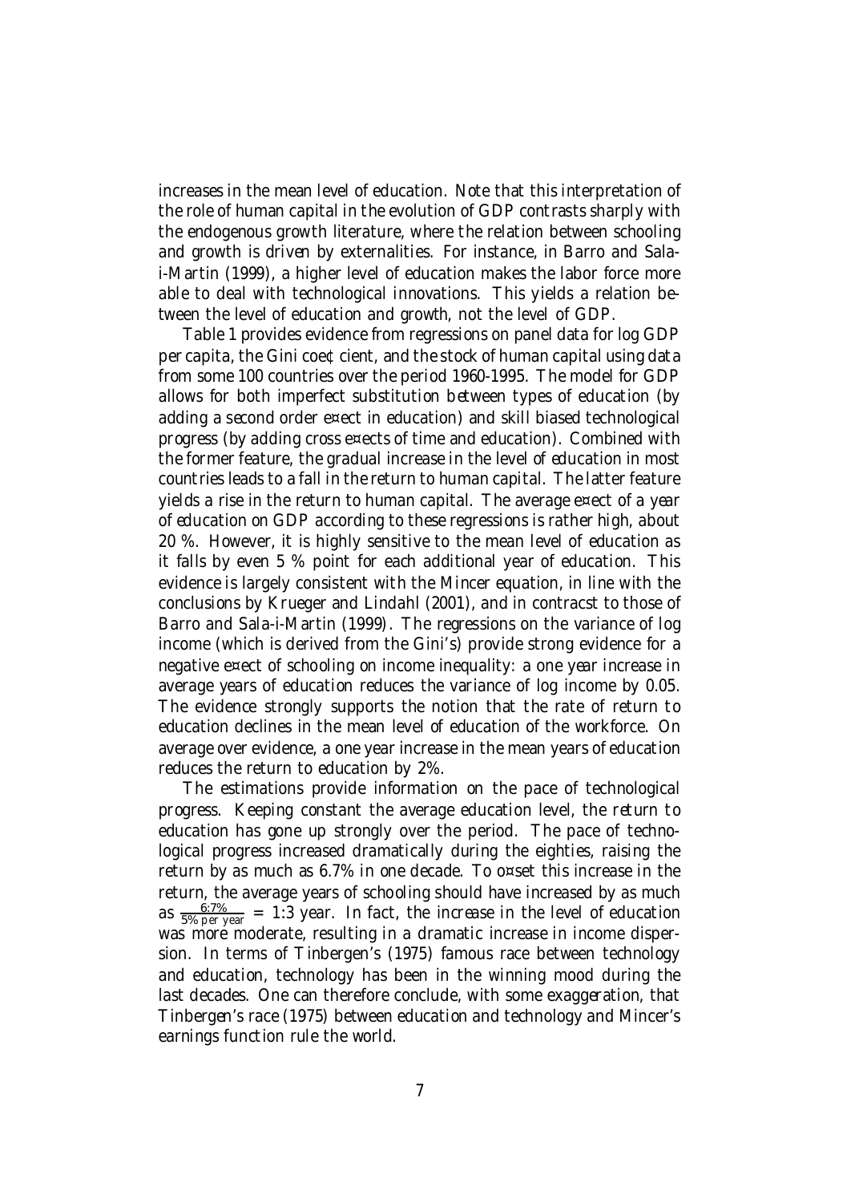increases in the mean level of education. Note that this interpretation of the role of human capital in the evolution of GDP contrasts sharply with the endogenous growth literature, where the relation between schooling and growth is driven by externalities. For instance, in Barro and Sala-i-Martin (1999), a higher level of education makes the labor force more able to deal with technological innovations. This yields a relation between the level of education and growth, not the level of GDP.

Table 1 provides evidence from regressions on panel data for log GDP per capita, the Gini coefficient, and the stock of human capital using data from some 100 countries over the period 1960-1995. The model for GDP allows for both imperfect substitution between types of education (by adding a second order effect in education) and skill biased technological progress (by adding cross effects of time and education). Combined with the former feature, the gradual increase in the level of education in most countries leads to a fall in the return to human capital. The latter feature yields a rise in the return to human capital. The average effect of a year of education on GDP according to these regressions is rather high, about 20 %. However, it is highly sensitive to the mean level of education as it falls by even 5 % point for each additional year of education. This evidence is largely consistent with the Mincer equation, in line with the conclusions by Krueger and Lindahl (2001), and in contracst to those of Barro and Sala-i-Martin (1999). The regressions on the variance of log income (which is derived from the Gini's) provide strong evidence for a negative effect of schooling on income inequality: a one year increase in average years of education reduces the variance of log income by 0.05. The evidence strongly supports the notion that the rate of return to education declines in the mean level of education of the workforce. On average over evidence, a one year increase in the mean years of education reduces the return to education by 2%.

The estimations provide information on the pace of technological progress. Keeping constant the average education level, the return to education has gone up strongly over the period. The pace of technological progress increased dramatically during the eighties, raising the return by as much as 6.7% in one decade. To offset this increase in the return, the average years of schooling should have increased by as much as $\frac{6.7\%}{5\% \text{ per year}} = 1.3$ year. In fact, the increase in the level of education was more moderate, resulting in a dramatic increase in income dispersion. In terms of Tinbergen's (1975) famous race between technology and education, technology has been in the winning mood during the last decades. One can therefore conclude, with some exaggeration, that Tinbergen's race (1975) between education and technology and Mincer's earnings function rule the world.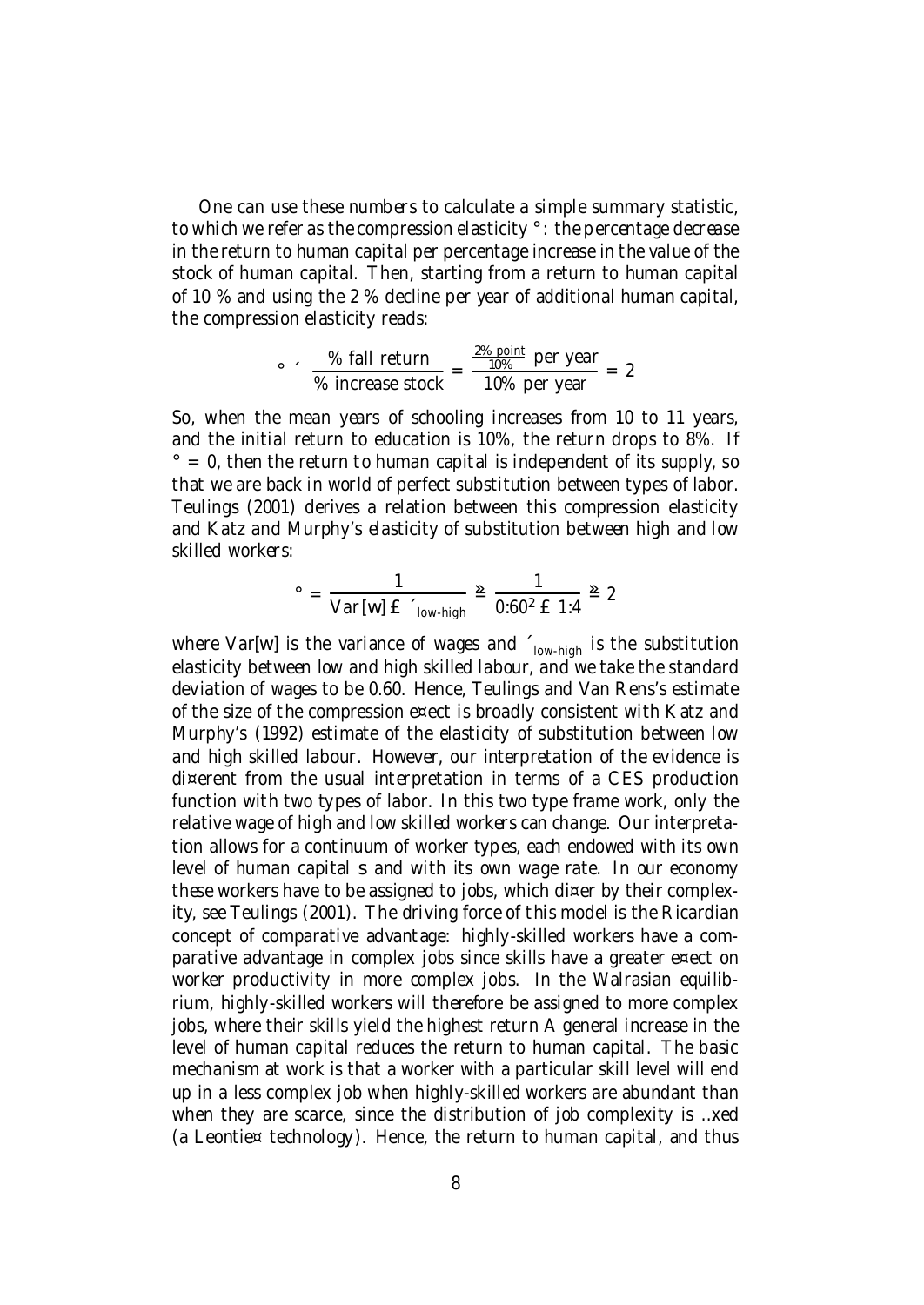One can use these numbers to calculate a simple summary statistic, to which we refer as the compression elasticity $\gamma$: *the percentage decrease in the return to human capital per percentage increase in the value of the stock of human capital*. Then, starting from a return to human capital of 10 % and using the 2 % decline per year of additional human capital, the compression elasticity reads:

$$\gamma \equiv \frac{\text{\% fall return}}{\text{\% increase stock}} = \frac{\frac{2\%\text{ point}}{10\%}\text{ per year}}{10\%\text{ per year}} = 2$$

So, when the mean years of schooling increases from 10 to 11 years, and the initial return to education is 10%, the return drops to 8%. If $\gamma = 0$, then the return to human capital is independent of its supply, so that we are back in world of perfect substitution between types of labor. Teulings (2001) derives a relation between this compression elasticity and Katz and Murphy's elasticity of substitution between high and low skilled workers:

$$\gamma = \frac{1}{Var[w] \times \sigma_{\text{low-high}}} \cong \frac{1}{0.60^2 \times 1.4} \cong 2$$

where $Var[w]$ is the variance of wages and $\sigma_{\text{low-high}}$ is the substitution elasticity between low and high skilled labour, and we take the standard deviation of wages to be 0.60. Hence, Teulings and Van Rens's estimate of the size of the compression effect is broadly consistent with Katz and Murphy's (1992) estimate of the elasticity of substitution between low and high skilled labour. However, our interpretation of the evidence is different from the usual interpretation in terms of a CES production function with two types of labor. In this two type frame work, only the relative wage of high and low skilled workers can change. Our interpretation allows for a continuum of worker types, each endowed with its own level of human capital $s$ and with its own wage rate. In our economy these workers have to be assigned to jobs, which differ by their complexity, see Teulings (2001). The driving force of this model is the Ricardian concept of comparative advantage: highly-skilled workers have a comparative advantage in complex jobs since skills have a greater effect on worker productivity in more complex jobs. In the Walrasian equilibrium, highly-skilled workers will therefore be assigned to more complex jobs, where their skills yield the highest return A general increase in the level of human capital reduces the return to human capital. The basic mechanism at work is that a worker with a particular skill level will end up in a less complex job when highly-skilled workers are abundant than when they are scarce, since the distribution of job complexity is fixed (a Leontief technology). Hence, the return to human capital, and thus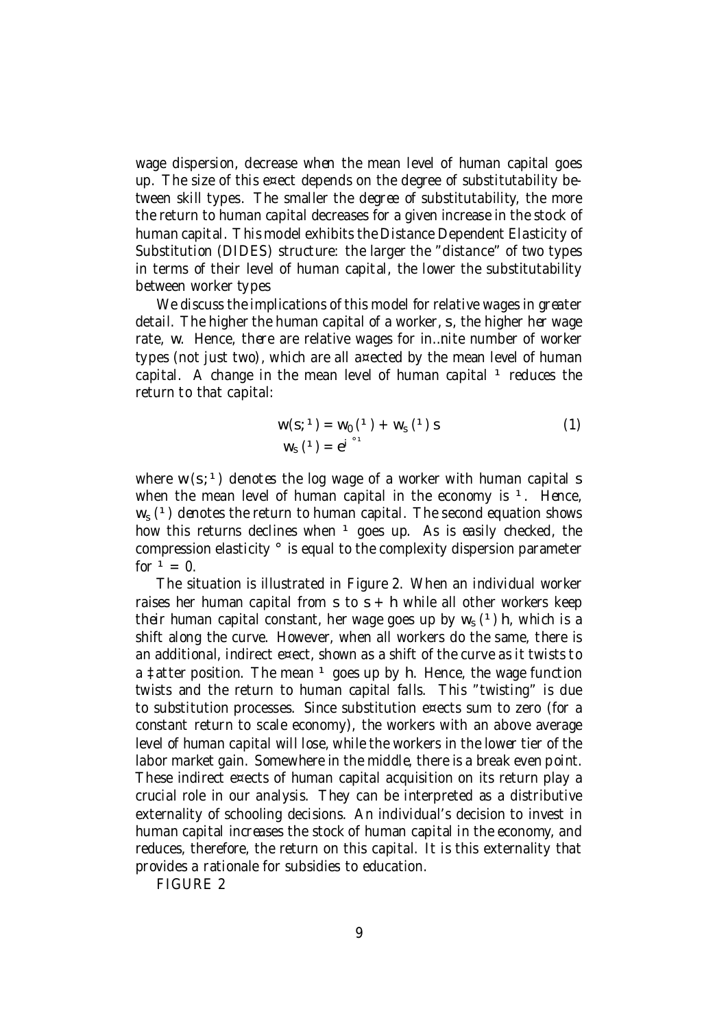wage dispersion, decrease when the mean level of human capital goes up. The size of this effect depends on the degree of substitutability between skill types. The smaller the degree of substitutability, the more the return to human capital decreases for a given increase in the stock of human capital. This model exhibits the Distance Dependent Elasticity of Substitution (DIDES) structure: the larger the "distance" of two types in terms of their level of human capital, the lower the substitutability between worker types

We discuss the implications of this model for relative wages in greater detail. The higher the human capital of a worker, $s$, the higher her wage rate, $w$. Hence, there are relative wages for infinite number of worker types (not just two), which are all affected by the mean level of human capital. A change in the mean level of human capital $\mu$ reduces the return to that capital:

$$
\begin{aligned}
w(s;\mu) &= w_0(\mu) + w_s(\mu)\, s \\
w_s(\mu) &= e^{-\gamma\mu}
\end{aligned}
\tag{1}
$$

where $w(s;\mu)$ denotes the log wage of a worker with human capital $s$ when the mean level of human capital in the economy is $\mu$. Hence, $w_s(\mu)$ denotes the return to human capital. The second equation shows how this returns declines when $\mu$ goes up. As is easily checked, the compression elasticity $\gamma$ is equal to the complexity dispersion parameter for $\mu = 0$.

The situation is illustrated in Figure 2. When an individual worker raises her human capital from $s$ to $s + h$ while all other workers keep their human capital constant, her wage goes up by $w_s(\mu)\, h$, which is a shift along the curve. However, when all workers do the same, there is an additional, indirect effect, shown as a shift of the curve as it twists to a flatter position. The mean $\mu$ goes up by $h$. Hence, the wage function twists and the return to human capital falls. This "twisting" is due to substitution processes. Since substitution effects sum to zero (for a constant return to scale economy), the workers with an above average level of human capital will lose, while the workers in the lower tier of the labor market gain. Somewhere in the middle, there is a break even point. These indirect effects of human capital acquisition on its return play a crucial role in our analysis. They can be interpreted as a distributive externality of schooling decisions. An individual's decision to invest in human capital increases the stock of human capital in the economy, and reduces, therefore, the return on this capital. It is this externality that provides a rationale for subsidies to education.

FIGURE 2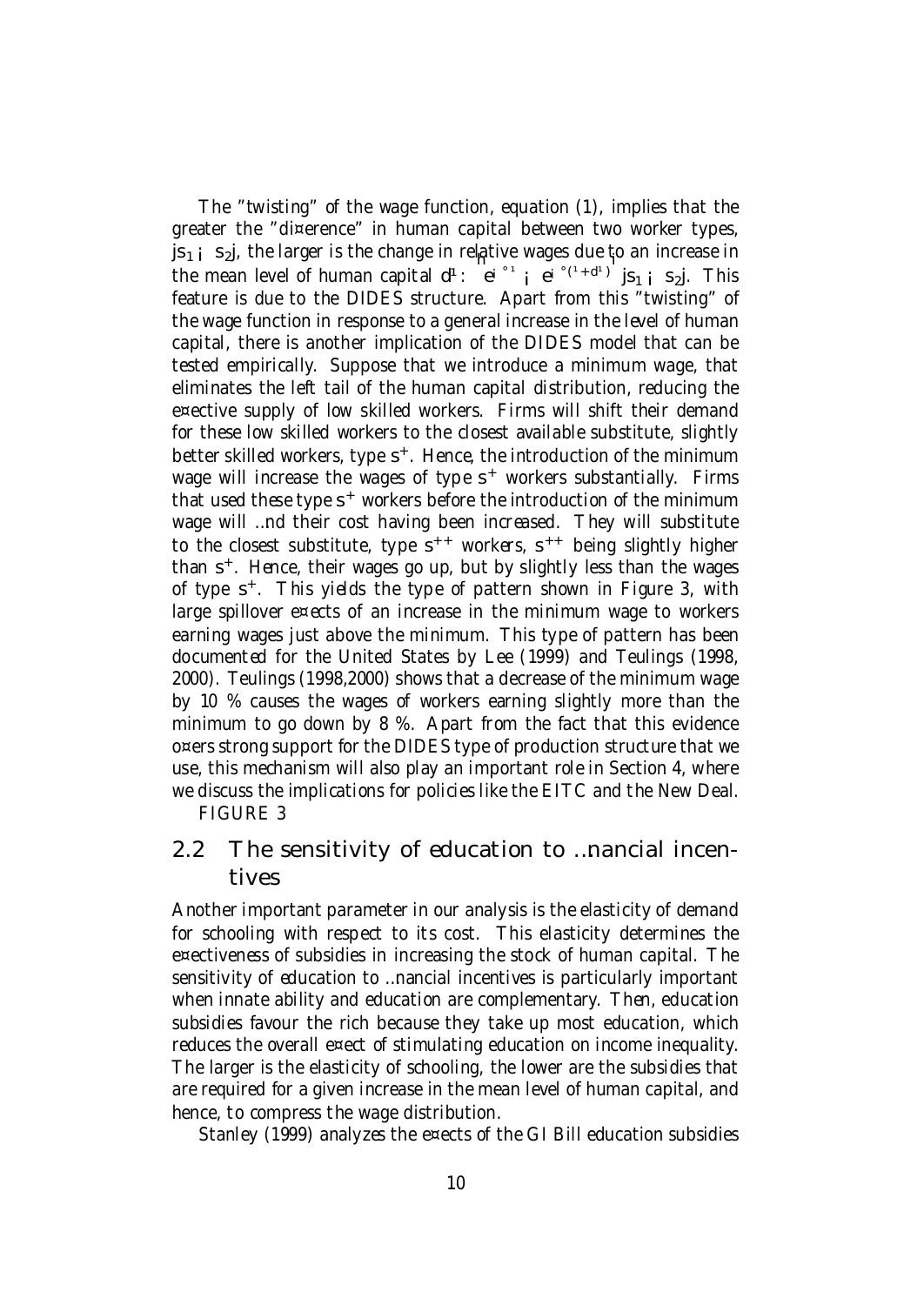The "twisting" of the wage function, equation (1), implies that the greater the "difference" in human capital between two worker types, $|s_1 - s_2|$, the larger is the change in relative wages due to an increase in the mean level of human capital $d^1$: $\left[e^{-\gamma^1} - e^{-\gamma(1+d^1)}\right]|s_1 - s_2|$. This feature is due to the DIDES structure. Apart from this "twisting" of the wage function in response to a general increase in the level of human capital, there is another implication of the DIDES model that can be tested empirically. Suppose that we introduce a minimum wage, that eliminates the left tail of the human capital distribution, reducing the effective supply of low skilled workers. Firms will shift their demand for these low skilled workers to the closest available substitute, slightly better skilled workers, type $s^+$. Hence, the introduction of the minimum wage will increase the wages of type $s^+$ workers substantially. Firms that used these type $s^+$ workers before the introduction of the minimum wage will find their cost having been increased. They will substitute to the closest substitute, type $s^{++}$ workers, $s^{++}$ being slightly higher than $s^+$. Hence, their wages go up, but by slightly less than the wages of type $s^+$. This yields the type of pattern shown in Figure 3, with large spillover effects of an increase in the minimum wage to workers earning wages just above the minimum. This type of pattern has been documented for the United States by Lee (1999) and Teulings (1998, 2000). Teulings (1998,2000) shows that a decrease of the minimum wage by 10 % causes the wages of workers earning slightly more than the minimum to go down by 8 %. Apart from the fact that this evidence offers strong support for the DIDES type of production structure that we use, this mechanism will also play an important role in Section 4, where we discuss the implications for policies like the EITC and the New Deal.

FIGURE 3

## 2.2 The sensitivity of education to financial incentives

Another important parameter in our analysis is the elasticity of demand for schooling with respect to its cost. This elasticity determines the effectiveness of subsidies in increasing the stock of human capital. The sensitivity of education to financial incentives is particularly important when innate ability and education are complementary. Then, education subsidies favour the rich because they take up most education, which reduces the overall effect of stimulating education on income inequality. The larger is the elasticity of schooling, the lower are the subsidies that are required for a given increase in the mean level of human capital, and hence, to compress the wage distribution.

Stanley (1999) analyzes the effects of the GI Bill education subsidies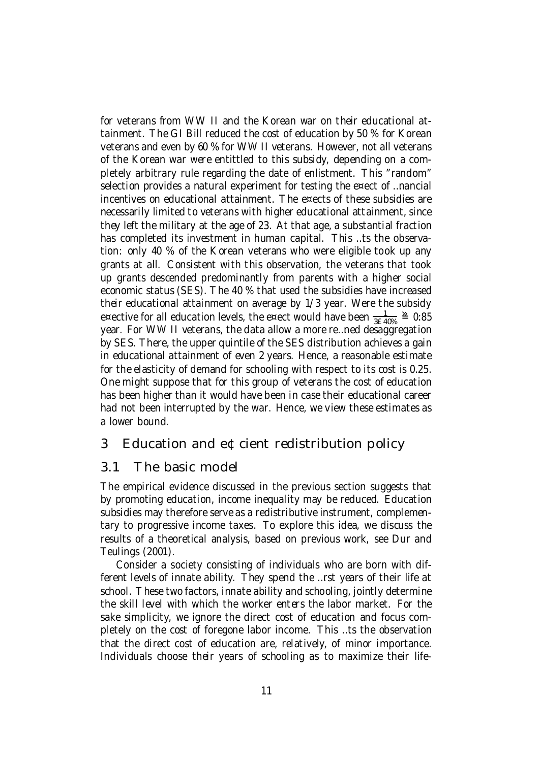for veterans from WW II and the Korean war on their educational attainment. The GI Bill reduced the cost of education by 50 % for Korean veterans and even by 60 % for WW II veterans. However, not all veterans of the Korean war were entittled to this subsidy, depending on a completely arbitrary rule regarding the date of enlistment. This "random" selection provides a natural experiment for testing the effect of financial incentives on educational attainment. The effects of these subsidies are necessarily limited to veterans with higher educational attainment, since they left the military at the age of 23. At that age, a substantial fraction has completed its investment in human capital. This fits the observation: only 40 % of the Korean veterans who were eligible took up any grants at all. Consistent with this observation, the veterans that took up grants descended predominantly from parents with a higher social economic status (SES). The 40 % that used the subsidies have increased their educational attainment on average by 1/3 year. Were the subsidy effective for all education levels, the effect would have been $\frac{1}{3 \times 40\%} \cong 0.85$ year. For WW II veterans, the data allow a more refined desaggregation by SES. There, the upper quintile of the SES distribution achieves a gain in educational attainment of even 2 years. Hence, a reasonable estimate for the elasticity of demand for schooling with respect to its cost is 0.25. One might suppose that for this group of veterans the cost of education has been higher than it would have been in case their educational career had not been interrupted by the war. Hence, we view these estimates as a lower bound.

## 3 Education and efficient redistribution policy

### 3.1 The basic model

The empirical evidence discussed in the previous section suggests that by promoting education, income inequality may be reduced. Education subsidies may therefore serve as a redistributive instrument, complementary to progressive income taxes. To explore this idea, we discuss the results of a theoretical analysis, based on previous work, see Dur and Teulings (2001).

Consider a society consisting of individuals who are born with different levels of innate ability. They spend the first years of their life at school. These two factors, innate ability and schooling, jointly determine the skill level with which the worker enters the labor market. For the sake simplicity, we ignore the direct cost of education and focus completely on the cost of foregone labor income. This fits the observation that the direct cost of education are, relatively, of minor importance. Individuals choose their years of schooling as to maximize their life-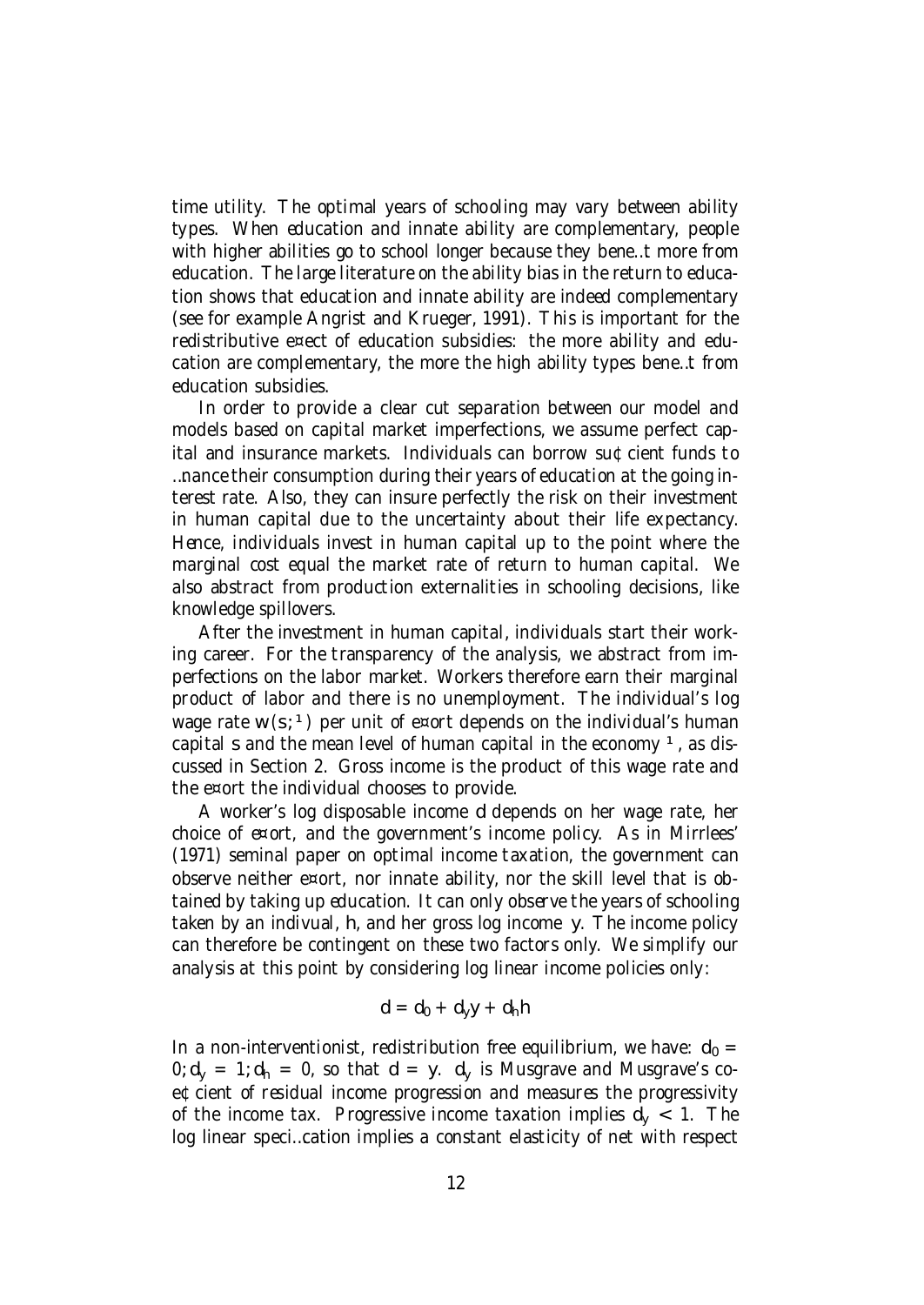time utility. The optimal years of schooling may vary between ability types. When education and innate ability are complementary, people with higher abilities go to school longer because they benefit more from education. The large literature on the ability bias in the return to education shows that education and innate ability are indeed complementary (see for example Angrist and Krueger, 1991). This is important for the redistributive effect of education subsidies: the more ability and education are complementary, the more the high ability types benefit from education subsidies.

In order to provide a clear cut separation between our model and models based on capital market imperfections, we assume perfect capital and insurance markets. Individuals can borrow sufficient funds to finance their consumption during their years of education at the going interest rate. Also, they can insure perfectly the risk on their investment in human capital due to the uncertainty about their life expectancy. Hence, individuals invest in human capital up to the point where the marginal cost equal the market rate of return to human capital. We also abstract from production externalities in schooling decisions, like knowledge spillovers.

After the investment in human capital, individuals start their working career. For the transparency of the analysis, we abstract from imperfections on the labor market. Workers therefore earn their marginal product of labor and there is no unemployment. The individual's log wage rate $w(s;\mu)$ per unit of effort depends on the individual's human capital $s$ and the mean level of human capital in the economy $\mu$, as discussed in Section 2. Gross income is the product of this wage rate and the effort the individual chooses to provide.

A worker's log disposable income $d$ depends on her wage rate, her choice of effort, and the government's income policy. As in Mirrlees' (1971) seminal paper on optimal income taxation, the government can observe neither effort, nor innate ability, nor the skill level that is obtained by taking up education. It can only observe the years of schooling taken by an indivual, $h$, and her gross log income $y$. The income policy can therefore be contingent on these two factors only. We simplify our analysis at this point by considering log linear income policies only:

$$d = d_0 + d_y y + d_h h$$

In a non-interventionist, redistribution free equilibrium, we have: $d_0 = 0; d_y = 1; d_h = 0$, so that $d = y$. $d_y$ is Musgrave and Musgrave's coefficient of residual income progression and measures the progressivity of the income tax. Progressive income taxation implies $d_y < 1$. The log linear specification implies a constant elasticity of net with respect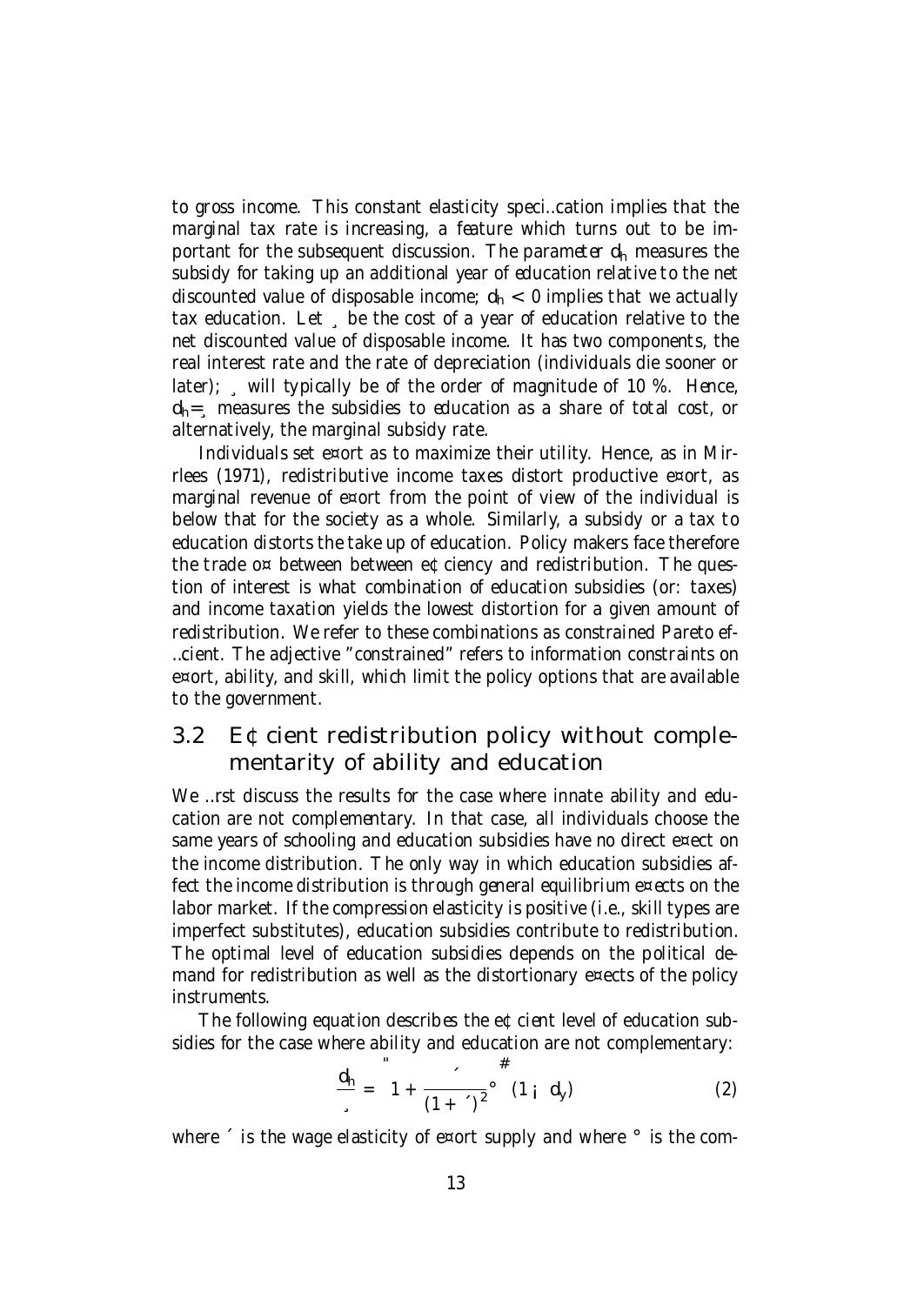to gross income. This constant elasticity specification implies that the marginal tax rate is increasing, a feature which turns out to be important for the subsequent discussion. The parameter $d_h$ measures the subsidy for taking up an additional year of education relative to the net discounted value of disposable income; $d_h < 0$ implies that we actually tax education. Let $\theta$ be the cost of a year of education relative to the net discounted value of disposable income. It has two components, the real interest rate and the rate of depreciation (individuals die sooner or later); $\theta$ will typically be of the order of magnitude of 10 %. Hence, $d_h/\theta$ measures the subsidies to education as a share of total cost, or alternatively, the marginal subsidy rate.

Individuals set effort as to maximize their utility. Hence, as in Mirrlees (1971), redistributive income taxes distort productive effort, as marginal revenue of effort from the point of view of the individual is below that for the society as a whole. Similarly, a subsidy or a tax to education distorts the take up of education. Policy makers face therefore the trade off between between efficiency and redistribution. The question of interest is what combination of education subsidies (or: taxes) and income taxation yields the lowest distortion for a given amount of redistribution. We refer to these combinations as constrained Pareto efficient. The adjective "constrained" refers to information constraints on effort, ability, and skill, which limit the policy options that are available to the government.

## 3.2 Efficient redistribution policy without complementarity of ability and education

We first discuss the results for the case where innate ability and education are not complementary. In that case, all individuals choose the same years of schooling and education subsidies have no direct effect on the income distribution. The only way in which education subsidies affect the income distribution is through general equilibrium effects on the labor market. If the compression elasticity is positive (i.e., skill types are imperfect substitutes), education subsidies contribute to redistribution. The optimal level of education subsidies depends on the political demand for redistribution as well as the distortionary effects of the policy instruments.

The following equation describes the efficient level of education subsidies for the case where ability and education are not complementary:

$$\frac{d_h}{\theta} = \left[1 + \frac{\varepsilon}{(1+\varepsilon)^2}\gamma\right](1 - d_y) \tag{2}$$

where $\varepsilon$ is the wage elasticity of effort supply and where $\gamma$ is the com-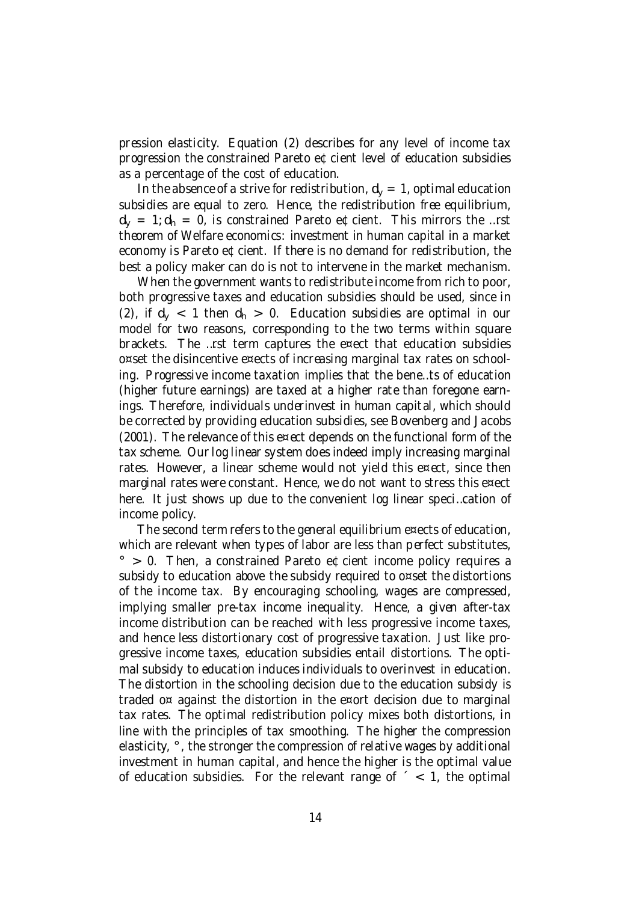pression elasticity. Equation (2) describes for any level of income tax progression the constrained Pareto efficient level of education subsidies as a percentage of the cost of education.

In the absence of a strive for redistribution, $d_y = 1$, optimal education subsidies are equal to zero. Hence, the redistribution free equilibrium, $d_y = 1; d_h = 0$, is constrained Pareto efficient. This mirrors the first theorem of Welfare economics: investment in human capital in a market economy is Pareto efficient. If there is no demand for redistribution, the best a policy maker can do is not to intervene in the market mechanism.

When the government wants to redistribute income from rich to poor, both progressive taxes and education subsidies should be used, since in (2), if $d_y < 1$ then $d_h > 0$. Education subsidies are optimal in our model for two reasons, corresponding to the two terms within square brackets. The first term captures the effect that education subsidies offset the disincentive effects of increasing marginal tax rates on schooling. Progressive income taxation implies that the benefits of education (higher future earnings) are taxed at a higher rate than foregone earnings. Therefore, individuals underinvest in human capital, which should be corrected by providing education subsidies, see Bovenberg and Jacobs (2001). The relevance of this effect depends on the functional form of the tax scheme. Our log linear system does indeed imply increasing marginal rates. However, a linear scheme would not yield this effect, since then marginal rates were constant. Hence, we do not want to stress this effect here. It just shows up due to the convenient log linear specification of income policy.

The second term refers to the general equilibrium effects of education, which are relevant when types of labor are less than perfect substitutes, $\gamma > 0$. Then, a constrained Pareto efficient income policy requires a subsidy to education above the subsidy required to offset the distortions of the income tax. By encouraging schooling, wages are compressed, implying smaller pre-tax income inequality. Hence, a given after-tax income distribution can be reached with less progressive income taxes, and hence less distortionary cost of progressive taxation. Just like progressive income taxes, education subsidies entail distortions. The optimal subsidy to education induces individuals to overinvest in education. The distortion in the schooling decision due to the education subsidy is traded off against the distortion in the effort decision due to marginal tax rates. The optimal redistribution policy mixes both distortions, in line with the principles of tax smoothing. The higher the compression elasticity, $\gamma$, the stronger the compression of relative wages by additional investment in human capital, and hence the higher is the optimal value of education subsidies. For the relevant range of $\eta < 1$, the optimal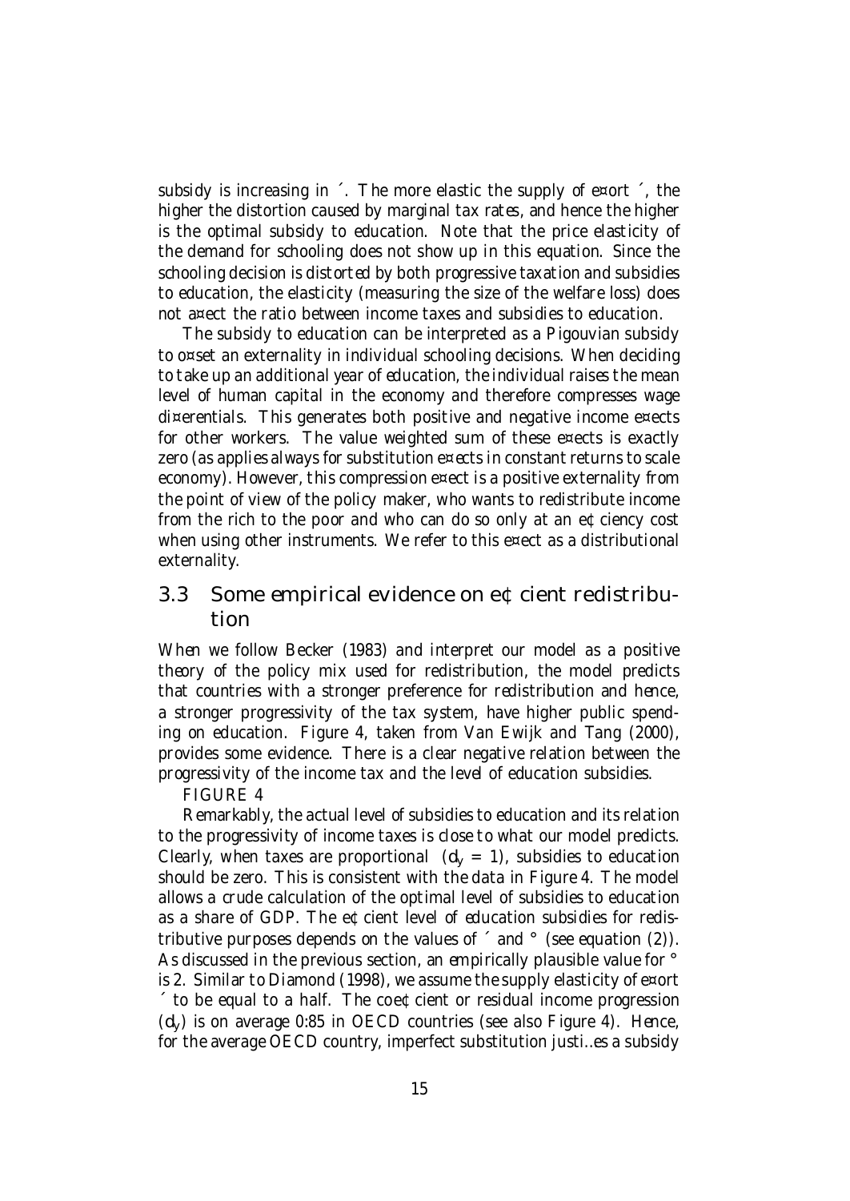subsidy is increasing in $\varepsilon$. The more elastic the supply of effort $\varepsilon$, the higher the distortion caused by marginal tax rates, and hence the higher is the optimal subsidy to education. Note that the price elasticity of the demand for schooling does not show up in this equation. Since the schooling decision is distorted by both progressive taxation and subsidies to education, the elasticity (measuring the size of the welfare loss) does not affect the ratio between income taxes and subsidies to education.

The subsidy to education can be interpreted as a Pigouvian subsidy to offset an externality in individual schooling decisions. When deciding to take up an additional year of education, the individual raises the mean level of human capital in the economy and therefore compresses wage differentials. This generates both positive and negative income effects for other workers. The value weighted sum of these effects is exactly zero (as applies always for substitution effects in constant returns to scale economy). However, this compression effect is a positive externality from the point of view of the policy maker, who wants to redistribute income from the rich to the poor and who can do so only at an efficiency cost when using other instruments. We refer to this effect as a distributional externality.

## 3.3 Some empirical evidence on efficient redistribution

When we follow Becker (1983) and interpret our model as a positive theory of the policy mix used for redistribution, the model predicts that countries with a stronger preference for redistribution and hence, a stronger progressivity of the tax system, have higher public spending on education. Figure 4, taken from Van Ewijk and Tang (2000), provides some evidence. There is a clear negative relation between the progressivity of the income tax and the level of education subsidies.

FIGURE 4

Remarkably, the actual level of subsidies to education and its relation to the progressivity of income taxes is close to what our model predicts. Clearly, when taxes are proportional ($d_y = 1$), subsidies to education should be zero. This is consistent with the data in Figure 4. The model allows a crude calculation of the optimal level of subsidies to education as a share of GDP. The efficient level of education subsidies for redistributive purposes depends on the values of $\varepsilon$ and $\sigma$ (see equation (2)). As discussed in the previous section, an empirically plausible value for $\sigma$ is 2. Similar to Diamond (1998), we assume the supply elasticity of effort $\varepsilon$ to be equal to a half. The coefficient or residual income progression ($d_y$) is on average 0.85 in OECD countries (see also Figure 4). Hence, for the average OECD country, imperfect substitution justifies a subsidy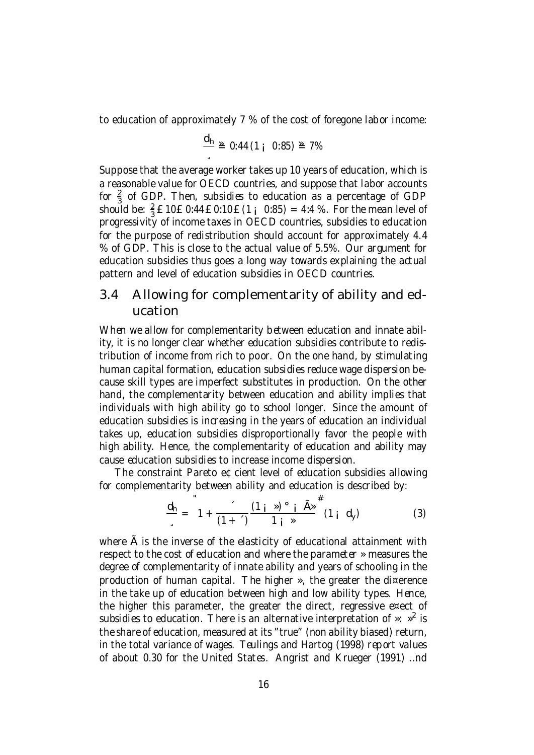to education of approximately 7 % of the cost of foregone labor income:

$$\frac{d_h}{\theta} \cong 0.44\,(1 - 0.85) \cong 7\%$$

Suppose that the average worker takes up 10 years of education, which is a reasonable value for OECD countries, and suppose that labor accounts for $\frac{2}{3}$ of GDP. Then, subsidies to education as a percentage of GDP should be: $\frac{2}{3} \times 10 \times 0.44 \times 0.10 \times (1 - 0.85) = 4.4$ %. For the mean level of progressivity of income taxes in OECD countries, subsidies to education for the purpose of redistribution should account for approximately 4.4 % of GDP. This is close to the actual value of 5.5%. Our argument for education subsidies thus goes a long way towards explaining the actual pattern and level of education subsidies in OECD countries.

## 3.4 Allowing for complementarity of ability and education

When we allow for complementarity between education and innate ability, it is no longer clear whether education subsidies contribute to redistribution of income from rich to poor. On the one hand, by stimulating human capital formation, education subsidies reduce wage dispersion because skill types are imperfect substitutes in production. On the other hand, the complementarity between education and ability implies that individuals with high ability go to school longer. Since the amount of education subsidies is increasing in the years of education an individual takes up, education subsidies disproportionally favor the people with high ability. Hence, the complementarity of education and ability may cause education subsidies to increase income dispersion.

The constraint Pareto efficient level of education subsidies allowing for complementarity between ability and education is described by:

$$\frac{d_h}{\theta} = \left[1 + \frac{\varepsilon}{(1+\varepsilon)}\frac{(1-\lambda)\gamma - \psi\lambda}{1-\lambda}\right](1 - d_y) \tag{3}$$

where $\psi$ is the inverse of the elasticity of educational attainment with respect to the cost of education and where the parameter $\lambda$ measures the degree of complementarity of innate ability and years of schooling in the production of human capital. The higher $\lambda$, the greater the difference in the take up of education between high and low ability types. Hence, the higher this parameter, the greater the direct, regressive effect of subsidies to education. There is an alternative interpretation of $\lambda$: $\lambda^2$ is the share of education, measured at its "true" (non ability biased) return, in the total variance of wages. Teulings and Hartog (1998) report values of about 0.30 for the United States. Angrist and Krueger (1991) find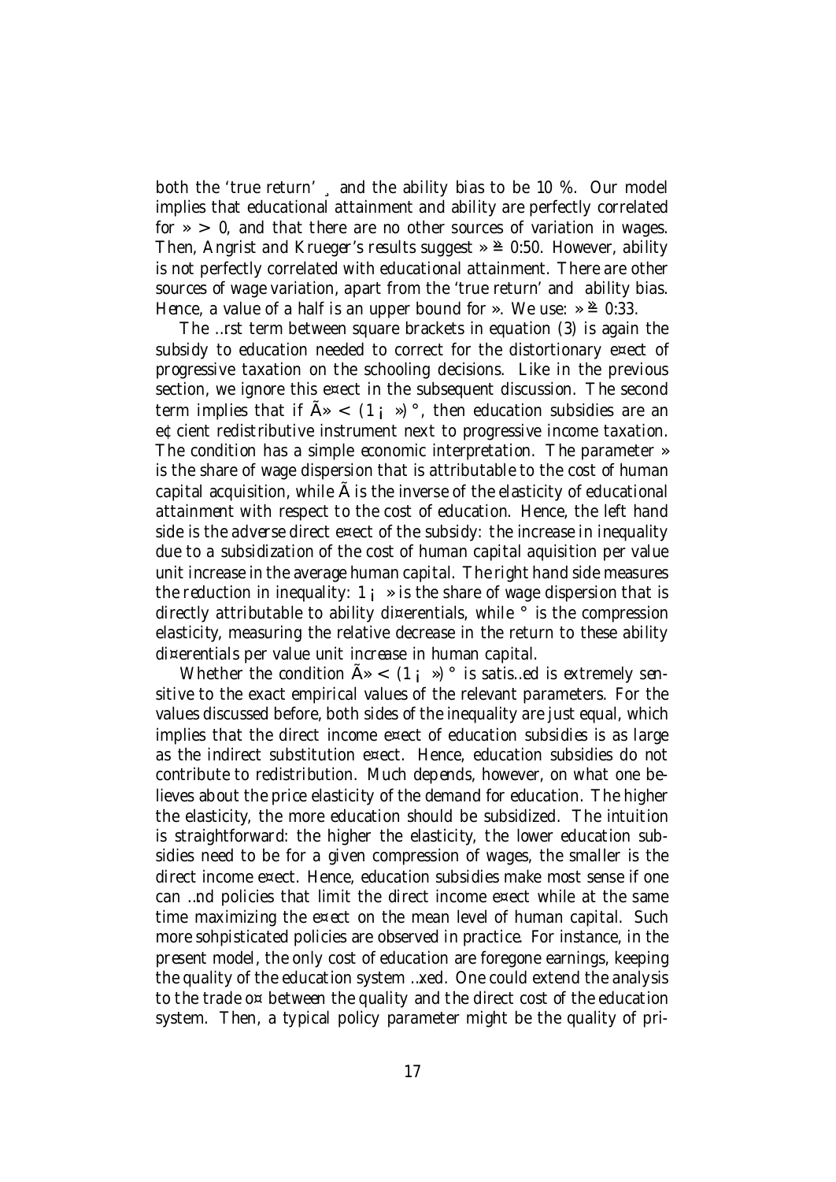both the 'true return' $\beta$ and the ability bias to be 10 %. Our model implies that educational attainment and ability are perfectly correlated for $\lambda > 0$, and that there are no other sources of variation in wages. Then, Angrist and Krueger's results suggest $\lambda \cong 0.50$. However, ability is not perfectly correlated with educational attainment. There are other sources of wage variation, apart from the 'true return' and ability bias. Hence, a value of a half is an upper bound for $\lambda$. We use: $\lambda \cong 0.33$.

The first term between square brackets in equation (3) is again the subsidy to education needed to correct for the distortionary effect of progressive taxation on the schooling decisions. Like in the previous section, we ignore this effect in the subsequent discussion. The second term implies that if $\psi\lambda < (1-\lambda)\gamma$, then education subsidies are an efficient redistributive instrument next to progressive income taxation. The condition has a simple economic interpretation. The parameter $\lambda$ is the share of wage dispersion that is attributable to the cost of human capital acquisition, while $\psi$ is the inverse of the elasticity of educational attainment with respect to the cost of education. Hence, the left hand side is the adverse direct effect of the subsidy: the increase in inequality due to a subsidization of the cost of human capital aquisition per value unit increase in the average human capital. The right hand side measures the reduction in inequality: $1-\lambda$ is the share of wage dispersion that is directly attributable to ability differentials, while $\gamma$ is the compression elasticity, measuring the relative decrease in the return to these ability differentials per value unit increase in human capital.

Whether the condition $\psi\lambda < (1-\lambda)\gamma$ is satisfied is extremely sensitive to the exact empirical values of the relevant parameters. For the values discussed before, both sides of the inequality are just equal, which implies that the direct income effect of education subsidies is as large as the indirect substitution effect. Hence, education subsidies do not contribute to redistribution. Much depends, however, on what one believes about the price elasticity of the demand for education. The higher the elasticity, the more education should be subsidized. The intuition is straightforward: the higher the elasticity, the lower education subsidies need to be for a given compression of wages, the smaller is the direct income effect. Hence, education subsidies make most sense if one can find policies that limit the direct income effect while at the same time maximizing the effect on the mean level of human capital. Such more sohpisticated policies are observed in practice. For instance, in the present model, the only cost of education are foregone earnings, keeping the quality of the education system fixed. One could extend the analysis to the trade off between the quality and the direct cost of the education system. Then, a typical policy parameter might be the quality of pri-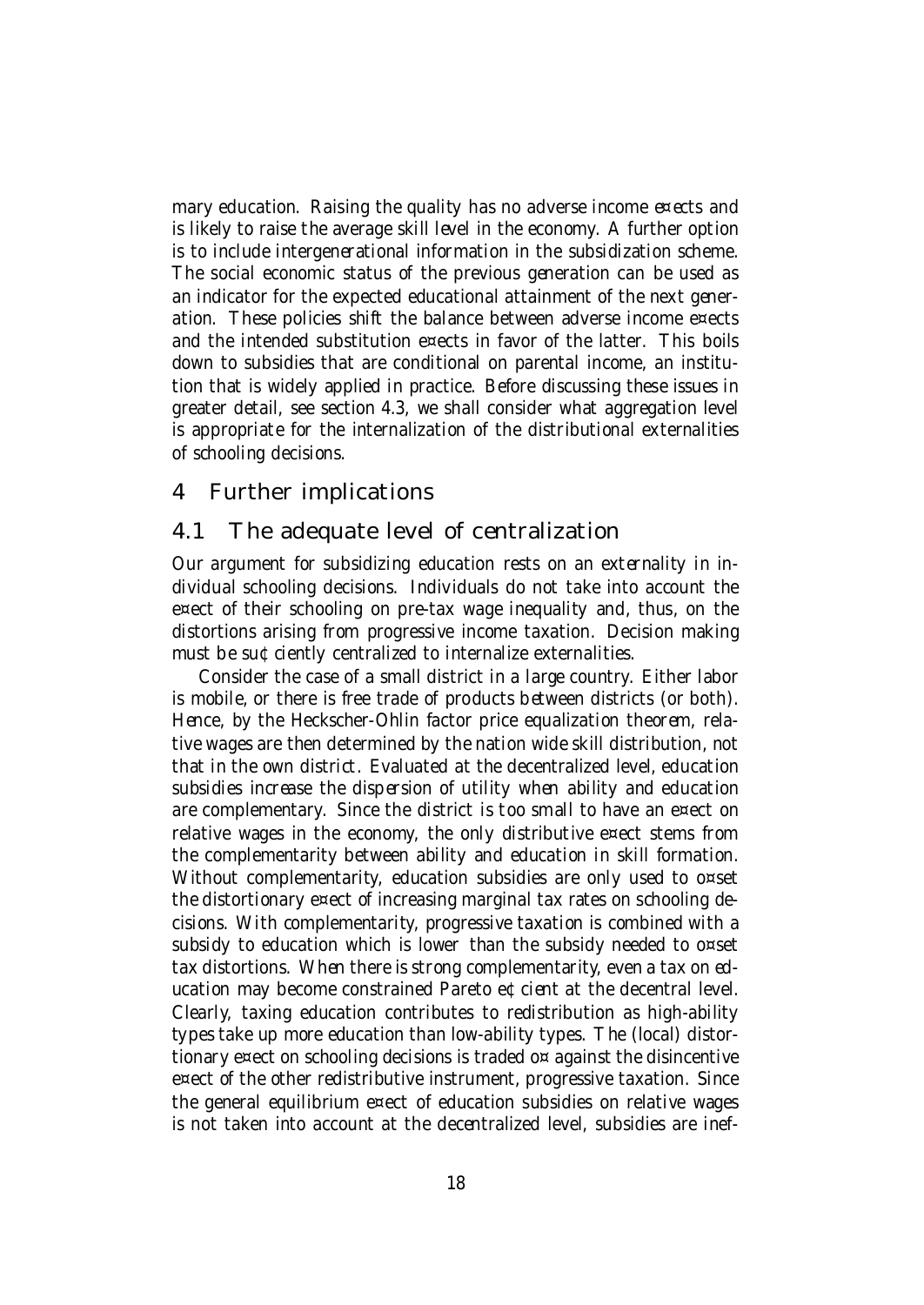mary education. Raising the quality has no adverse income effects and is likely to raise the average skill level in the economy. A further option is to include intergenerational information in the subsidization scheme. The social economic status of the previous generation can be used as an indicator for the expected educational attainment of the next generation. These policies shift the balance between adverse income effects and the intended substitution effects in favor of the latter. This boils down to subsidies that are conditional on parental income, an institution that is widely applied in practice. Before discussing these issues in greater detail, see section 4.3, we shall consider what aggregation level is appropriate for the internalization of the distributional externalities of schooling decisions.

## 4 Further implications

### 4.1 The adequate level of centralization

Our argument for subsidizing education rests on an externality in individual schooling decisions. Individuals do not take into account the effect of their schooling on pre-tax wage inequality and, thus, on the distortions arising from progressive income taxation. Decision making must be sufficiently centralized to internalize externalities.

Consider the case of a small district in a large country. Either labor is mobile, or there is free trade of products between districts (or both). Hence, by the Heckscher-Ohlin factor price equalization theorem, relative wages are then determined by the nation wide skill distribution, not that in the own district. Evaluated at the decentralized level, education subsidies increase the dispersion of utility when ability and education are complementary. Since the district is too small to have an effect on relative wages in the economy, the only distributive effect stems from the complementarity between ability and education in skill formation. Without complementarity, education subsidies are only used to offset the distortionary effect of increasing marginal tax rates on schooling decisions. With complementarity, progressive taxation is combined with a subsidy to education which is lower than the subsidy needed to offset tax distortions. When there is strong complementarity, even a tax on education may become constrained Pareto efficient at the decentral level. Clearly, taxing education contributes to redistribution as high-ability types take up more education than low-ability types. The (local) distortionary effect on schooling decisions is traded off against the disincentive effect of the other redistributive instrument, progressive taxation. Since the general equilibrium effect of education subsidies on relative wages is not taken into account at the decentralized level, subsidies are inef-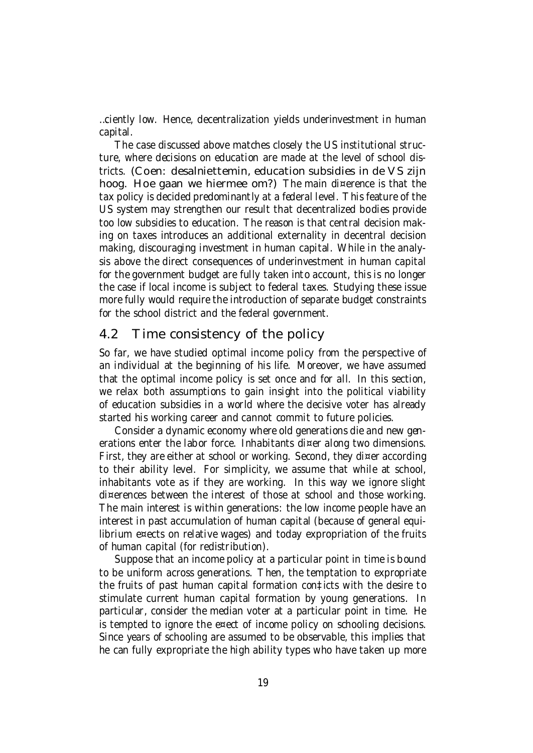..ciently low. Hence, decentralization yields underinvestment in human capital.

The case discussed above matches closely the US institutional structure, where decisions on education are made at the level of school districts. (Coen: desalniettemin, education subsidies in de VS zijn hoog. Hoe gaan we hiermee om?) The main di¤erence is that the tax policy is decided predominantly at a federal level. This feature of the US system may strengthen our result that decentralized bodies provide too low subsidies to education. The reason is that central decision making on taxes introduces an additional externality in decentral decision making, discouraging investment in human capital. While in the analysis above the direct consequences of underinvestment in human capital for the government budget are fully taken into account, this is no longer the case if local income is subject to federal taxes. Studying these issue more fully would require the introduction of separate budget constraints for the school district and the federal government.

## 4.2 Time consistency of the policy

So far, we have studied optimal income policy from the perspective of an individual at the beginning of his life. Moreover, we have assumed that the optimal income policy is set once and for all. In this section, we relax both assumptions to gain insight into the political viability of education subsidies in a world where the decisive voter has already started his working career and cannot commit to future policies.

Consider a dynamic economy where old generations die and new generations enter the labor force. Inhabitants di¤er along two dimensions. First, they are either at school or working. Second, they di¤er according to their ability level. For simplicity, we assume that while at school, inhabitants vote as if they are working. In this way we ignore slight di¤erences between the interest of those at school and those working. The main interest is within generations: the low income people have an interest in past accumulation of human capital (because of general equilibrium e¤ects on relative wages) and today expropriation of the fruits of human capital (for redistribution).

Suppose that an income policy at a particular point in time is bound to be uniform across generations. Then, the temptation to expropriate the fruits of past human capital formation con‡icts with the desire to stimulate current human capital formation by young generations. In particular, consider the median voter at a particular point in time. He is tempted to ignore the e¤ect of income policy on schooling decisions. Since years of schooling are assumed to be observable, this implies that he can fully expropriate the high ability types who have taken up more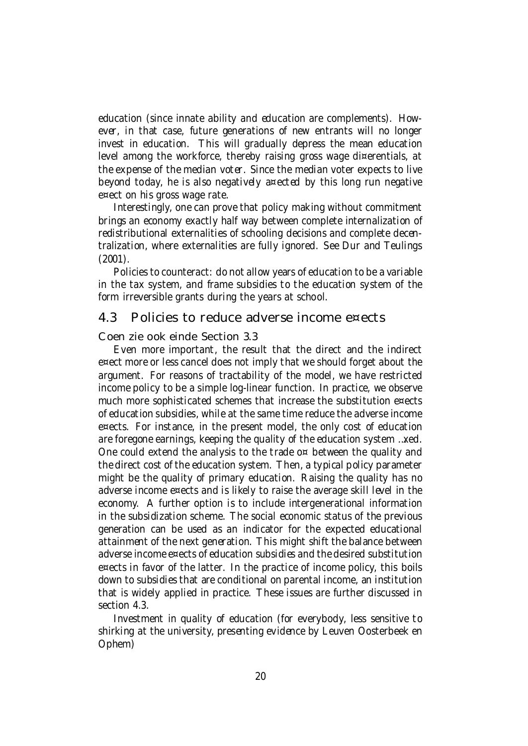education (since innate ability and education are complements). However, in that case, future generations of new entrants will no longer invest in education. This will gradually depress the mean education level among the workforce, thereby raising gross wage di¤erentials, at the expense of the median voter. Since the median voter expects to live beyond today, he is also negatively a¤ected by this long run negative e¤ect on his gross wage rate.

Interestingly, one can prove that policy making without commitment brings an economy exactly half way between complete internalization of redistributional externalities of schooling decisions and complete decentralization, where externalities are fully ignored. See Dur and Teulings (2001).

Policies to counteract: do not allow years of education to be a variable in the tax system, and frame subsidies to the education system of the form irreversible grants during the years at school.

## 4.3 Policies to reduce adverse income e¤ects

Coen zie ook einde Section 3.3

Even more important, the result that the direct and the indirect e¤ect more or less cancel does not imply that we should forget about the argument. For reasons of tractability of the model, we have restricted income policy to be a simple log-linear function. In practice, we observe much more sophisticated schemes that increase the substitution e¤ects of education subsidies, while at the same time reduce the adverse income e¤ects. For instance, in the present model, the only cost of education are foregone earnings, keeping the quality of the education system …xed. One could extend the analysis to the trade o¤ between the quality and the direct cost of the education system. Then, a typical policy parameter might be the quality of primary education. Raising the quality has no adverse income e¤ects and is likely to raise the average skill level in the economy. A further option is to include intergenerational information in the subsidization scheme. The social economic status of the previous generation can be used as an indicator for the expected educational attainment of the next generation. This might shift the balance between adverse income e¤ects of education subsidies and the desired substitution e¤ects in favor of the latter. In the practice of income policy, this boils down to subsidies that are conditional on parental income, an institution that is widely applied in practice. These issues are further discussed in section 4.3.

Investment in quality of education (for everybody, less sensitive to shirking at the university, presenting evidence by Leuven Oosterbeek en Ophem)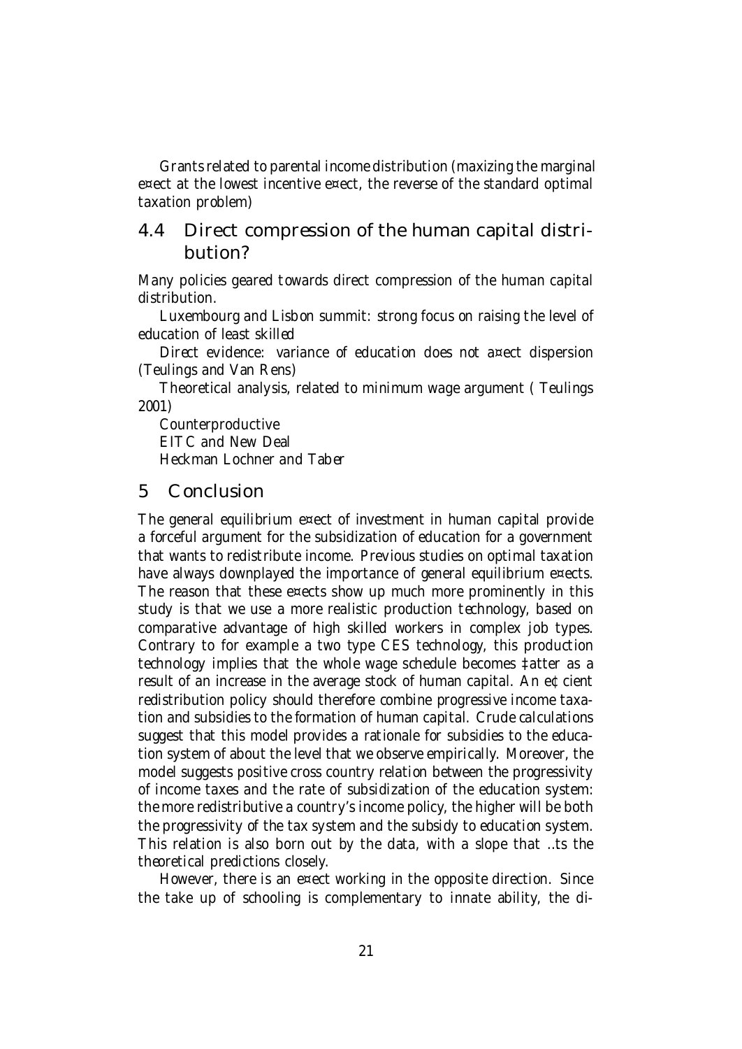Grants related to parental income distribution (maxizing the marginal e¤ect at the lowest incentive e¤ect, the reverse of the standard optimal taxation problem)

## 4.4 Direct compression of the human capital distribution?

Many policies geared towards direct compression of the human capital distribution.

Luxembourg and Lisbon summit: strong focus on raising the level of education of least skilled

Direct evidence: variance of education does not a¤ect dispersion (Teulings and Van Rens)

Theoretical analysis, related to minimum wage argument ( Teulings 2001)

Counterproductive

EITC and New Deal

Heckman Lochner and Taber

# 5 Conclusion

The general equilibrium e¤ect of investment in human capital provide a forceful argument for the subsidization of education for a government that wants to redistribute income. Previous studies on optimal taxation have always downplayed the importance of general equilibrium e¤ects. The reason that these e¤ects show up much more prominently in this study is that we use a more realistic production technology, based on comparative advantage of high skilled workers in complex job types. Contrary to for example a two type CES technology, this production technology implies that the whole wage schedule becomes ‡atter as a result of an increase in the average stock of human capital. An e¢ cient redistribution policy should therefore combine progressive income taxation and subsidies to the formation of human capital. Crude calculations suggest that this model provides a rationale for subsidies to the education system of about the level that we observe empirically. Moreover, the model suggests positive cross country relation between the progressivity of income taxes and the rate of subsidization of the education system: the more redistributive a country's income policy, the higher will be both the progressivity of the tax system and the subsidy to education system. This relation is also born out by the data, with a slope that …ts the theoretical predictions closely.

However, there is an e¤ect working in the opposite direction. Since the take up of schooling is complementary to innate ability, the di-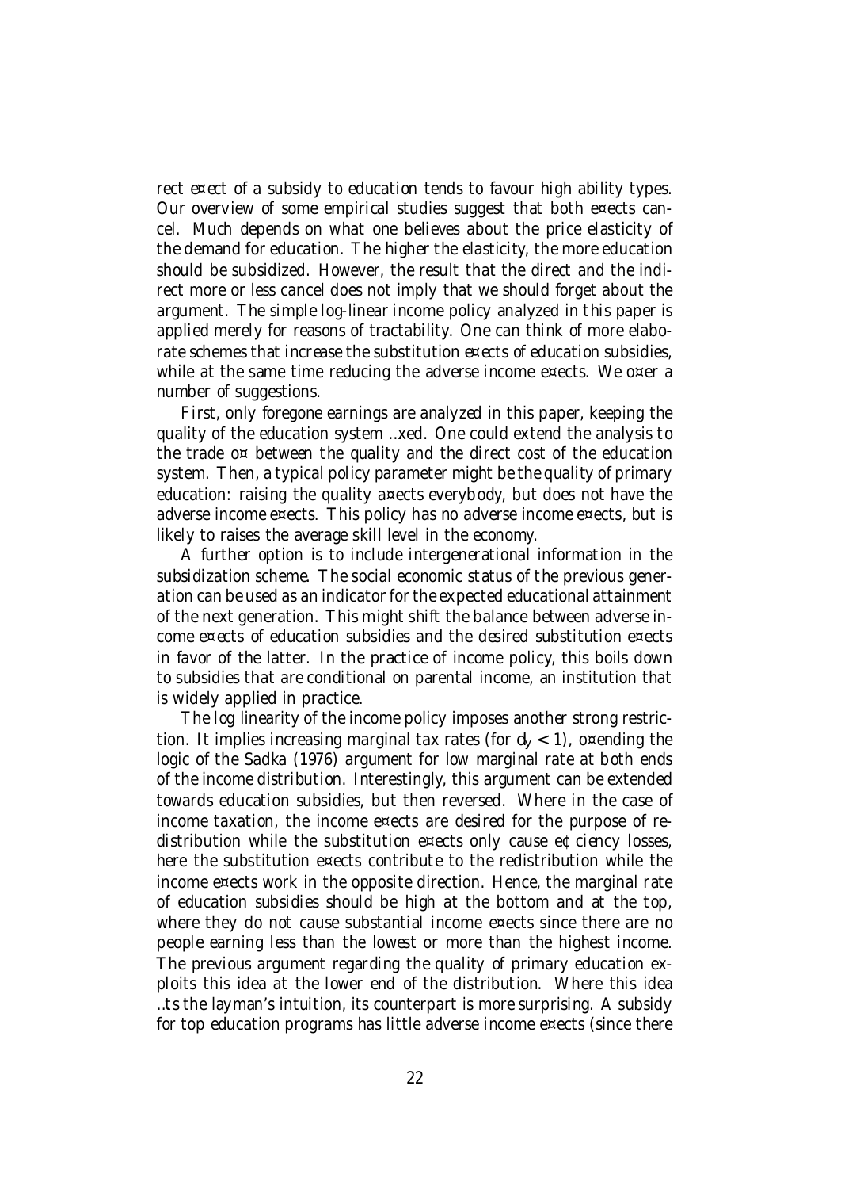rect effect of a subsidy to education tends to favour high ability types. Our overview of some empirical studies suggest that both effects cancel. Much depends on what one believes about the price elasticity of the demand for education. The higher the elasticity, the more education should be subsidized. However, the result that the direct and the indirect more or less cancel does not imply that we should forget about the argument. The simple log-linear income policy analyzed in this paper is applied merely for reasons of tractability. One can think of more elaborate schemes that increase the substitution effects of education subsidies, while at the same time reducing the adverse income effects. We offer a number of suggestions.

First, only foregone earnings are analyzed in this paper, keeping the quality of the education system fixed. One could extend the analysis to the trade off between the quality and the direct cost of the education system. Then, a typical policy parameter might be the quality of primary education: raising the quality affects everybody, but does not have the adverse income effects. This policy has no adverse income effects, but is likely to raises the average skill level in the economy.

A further option is to include intergenerational information in the subsidization scheme. The social economic status of the previous generation can be used as an indicator for the expected educational attainment of the next generation. This might shift the balance between adverse income effects of education subsidies and the desired substitution effects in favor of the latter. In the practice of income policy, this boils down to subsidies that are conditional on parental income, an institution that is widely applied in practice.

The log linearity of the income policy imposes another strong restriction. It implies increasing marginal tax rates (for $d_y < 1$), offending the logic of the Sadka (1976) argument for low marginal rate at both ends of the income distribution. Interestingly, this argument can be extended towards education subsidies, but then reversed. Where in the case of income taxation, the income effects are desired for the purpose of redistribution while the substitution effects only cause efficiency losses, here the substitution effects contribute to the redistribution while the income effects work in the opposite direction. Hence, the marginal rate of education subsidies should be high at the bottom and at the top, where they do not cause substantial income effects since there are no people earning less than the lowest or more than the highest income. The previous argument regarding the quality of primary education exploits this idea at the lower end of the distribution. Where this idea fits the layman's intuition, its counterpart is more surprising. A subsidy for top education programs has little adverse income effects (since there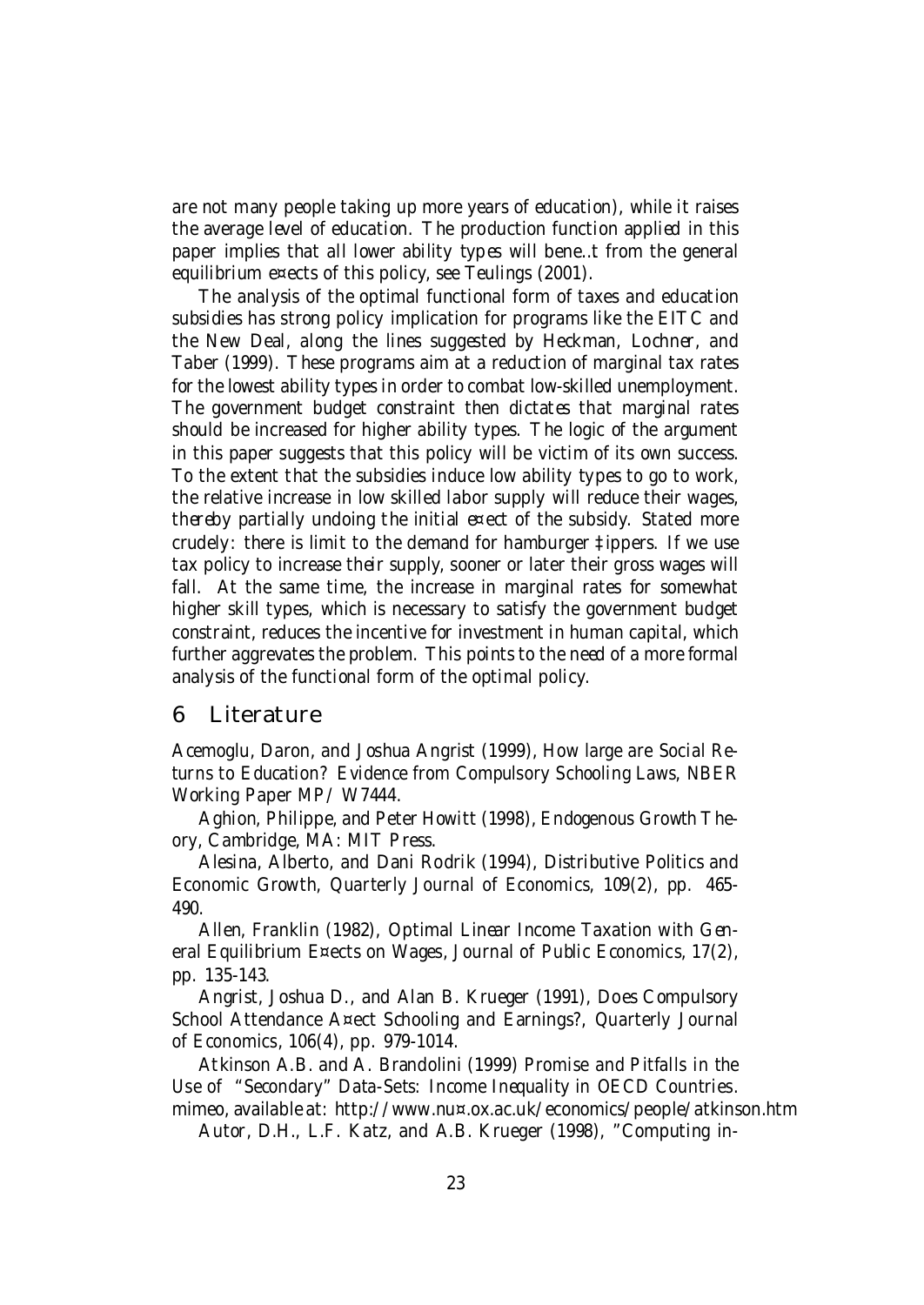are not many people taking up more years of education), while it raises the average level of education. The production function applied in this paper implies that all lower ability types will bene…t from the general equilibrium e¤ects of this policy, see Teulings (2001).

The analysis of the optimal functional form of taxes and education subsidies has strong policy implication for programs like the EITC and the New Deal, along the lines suggested by Heckman, Lochner, and Taber (1999). These programs aim at a reduction of marginal tax rates for the lowest ability types in order to combat low-skilled unemployment. The government budget constraint then dictates that marginal rates should be increased for higher ability types. The logic of the argument in this paper suggests that this policy will be victim of its own success. To the extent that the subsidies induce low ability types to go to work, the relative increase in low skilled labor supply will reduce their wages, thereby partially undoing the initial e¤ect of the subsidy. Stated more crudely: there is limit to the demand for hamburger ‡ippers. If we use tax policy to increase their supply, sooner or later their gross wages will fall. At the same time, the increase in marginal rates for somewhat higher skill types, which is necessary to satisfy the government budget constraint, reduces the incentive for investment in human capital, which further aggrevates the problem. This points to the need of a more formal analysis of the functional form of the optimal policy.

## 6 Literature

Acemoglu, Daron, and Joshua Angrist (1999), How large are Social Returns to Education? Evidence from Compulsory Schooling Laws, NBER Working Paper MP/ W7444.

Aghion, Philippe, and Peter Howitt (1998), Endogenous Growth Theory, Cambridge, MA: MIT Press.

Alesina, Alberto, and Dani Rodrik (1994), Distributive Politics and Economic Growth, Quarterly Journal of Economics, 109(2), pp. 465-490.

Allen, Franklin (1982), Optimal Linear Income Taxation with General Equilibrium E¤ects on Wages, Journal of Public Economics, 17(2), pp. 135-143.

Angrist, Joshua D., and Alan B. Krueger (1991), Does Compulsory School Attendance A¤ect Schooling and Earnings?, Quarterly Journal of Economics, 106(4), pp. 979-1014.

Atkinson A.B. and A. Brandolini (1999) Promise and Pitfalls in the Use of "Secondary" Data-Sets: Income Inequality in OECD Countries. mimeo, available at: http://www.nu¤.ox.ac.uk/economics/people/atkinson.htm

Autor, D.H., L.F. Katz, and A.B. Krueger (1998), "Computing in-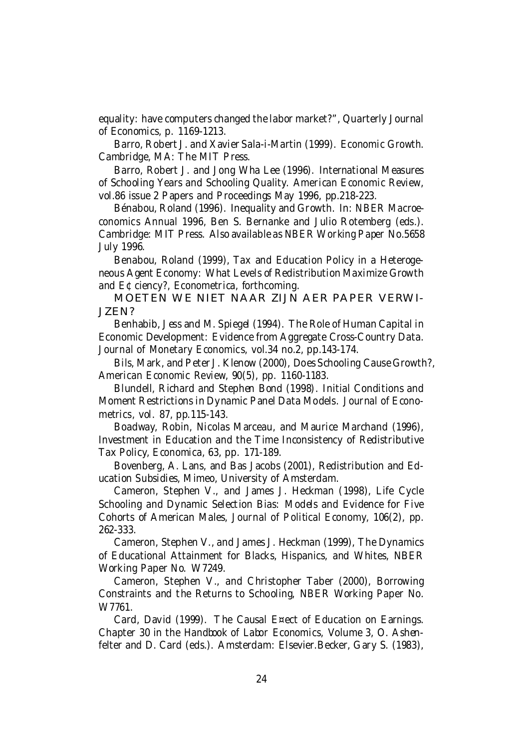equality: have computers changed the labor market?", Quarterly Journal of Economics, p. 1169-1213.

Barro, Robert J. and Xavier Sala-i-Martin (1999). Economic Growth. Cambridge, MA: The MIT Press.

Barro, Robert J. and Jong Wha Lee (1996). International Measures of Schooling Years and Schooling Quality. American Economic Review, vol.86 issue 2 Papers and Proceedings May 1996, pp.218-223.

Bénabou, Roland (1996). Inequality and Growth. In: NBER Macroeconomics Annual 1996, Ben S. Bernanke and Julio Rotemberg (eds.). Cambridge: MIT Press. Also available as NBER Working Paper No.5658 July 1996.

Benabou, Roland (1999), Tax and Education Policy in a Heterogeneous Agent Economy: What Levels of Redistribution Maximize Growth and E¢ ciency?, Econometrica, forthcoming.

MOETEN WE NIET NAAR ZIJN AER PAPER VERWIJZEN?

Benhabib, Jess and M. Spiegel (1994). The Role of Human Capital in Economic Development: Evidence from Aggregate Cross-Country Data. Journal of Monetary Economics, vol.34 no.2, pp.143-174.

Bils, Mark, and Peter J. Klenow (2000), Does Schooling Cause Growth?, American Economic Review, 90(5), pp. 1160-1183.

Blundell, Richard and Stephen Bond (1998). Initial Conditions and Moment Restrictions in Dynamic Panel Data Models. Journal of Econometrics, vol. 87, pp.115-143.

Boadway, Robin, Nicolas Marceau, and Maurice Marchand (1996), Investment in Education and the Time Inconsistency of Redistributive Tax Policy, Economica, 63, pp. 171-189.

Bovenberg, A. Lans, and Bas Jacobs (2001), Redistribution and Education Subsidies, Mimeo, University of Amsterdam.

Cameron, Stephen V., and James J. Heckman (1998), Life Cycle Schooling and Dynamic Selection Bias: Models and Evidence for Five Cohorts of American Males, Journal of Political Economy, 106(2), pp. 262-333.

Cameron, Stephen V., and James J. Heckman (1999), The Dynamics of Educational Attainment for Blacks, Hispanics, and Whites, NBER Working Paper No. W7249.

Cameron, Stephen V., and Christopher Taber (2000), Borrowing Constraints and the Returns to Schooling, NBER Working Paper No. W7761.

Card, David (1999). The Causal E¤ect of Education on Earnings. Chapter 30 in the Handbook of Labor Economics, Volume 3, O. Ashenfelter and D. Card (eds.). Amsterdam: Elsevier.Becker, Gary S. (1983),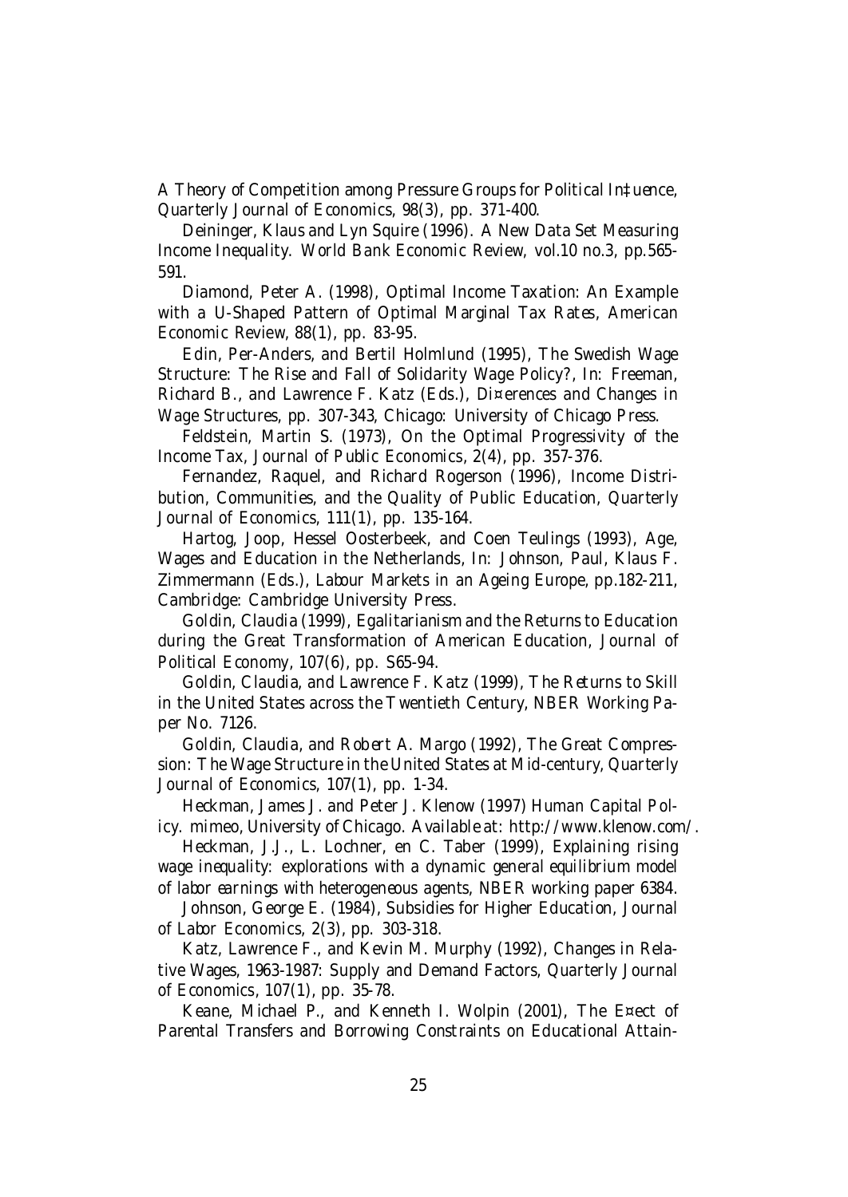A Theory of Competition among Pressure Groups for Political In‡uence, *Quarterly Journal of Economics*, 98(3), pp. 371-400.

Deininger, Klaus and Lyn Squire (1996). A New Data Set Measuring Income Inequality. *World Bank Economic Review*, vol.10 no.3, pp.565-591.

Diamond, Peter A. (1998), Optimal Income Taxation: An Example with a U-Shaped Pattern of Optimal Marginal Tax Rates, *American Economic Review*, 88(1), pp. 83-95.

Edin, Per-Anders, and Bertil Holmlund (1995), The Swedish Wage Structure: The Rise and Fall of Solidarity Wage Policy?, In: Freeman, Richard B., and Lawrence F. Katz (Eds.), *Di¤erences and Changes in Wage Structures*, pp. 307-343, Chicago: University of Chicago Press.

Feldstein, Martin S. (1973), On the Optimal Progressivity of the Income Tax, *Journal of Public Economics*, 2(4), pp. 357-376.

Fernandez, Raquel, and Richard Rogerson (1996), Income Distribution, Communities, and the Quality of Public Education, *Quarterly Journal of Economics*, 111(1), pp. 135-164.

Hartog, Joop, Hessel Oosterbeek, and Coen Teulings (1993), Age, Wages and Education in the Netherlands, In: Johnson, Paul, Klaus F. Zimmermann (Eds.), *Labour Markets in an Ageing Europe*, pp.182-211, Cambridge: Cambridge University Press.

Goldin, Claudia (1999), Egalitarianism and the Returns to Education during the Great Transformation of American Education, *Journal of Political Economy*, 107(6), pp. S65-94.

Goldin, Claudia, and Lawrence F. Katz (1999), The Returns to Skill in the United States across the Twentieth Century, NBER Working Paper No. 7126.

Goldin, Claudia, and Robert A. Margo (1992), The Great Compression: The Wage Structure in the United States at Mid-century, *Quarterly Journal of Economics*, 107(1), pp. 1-34.

Heckman, James J. and Peter J. Klenow (1997) Human Capital Policy. mimeo, University of Chicago. Available at: http://www.klenow.com/.

Heckman, J.J., L. Lochner, en C. Taber (1999), Explaining rising wage inequality: explorations with a dynamic general equilibrium model of labor earnings with heterogeneous agents, NBER working paper 6384.

Johnson, George E. (1984), Subsidies for Higher Education, *Journal of Labor Economics*, 2(3), pp. 303-318.

Katz, Lawrence F., and Kevin M. Murphy (1992), Changes in Relative Wages, 1963-1987: Supply and Demand Factors, *Quarterly Journal of Economics*, 107(1), pp. 35-78.

Keane, Michael P., and Kenneth I. Wolpin (2001), The E¤ect of Parental Transfers and Borrowing Constraints on Educational Attain-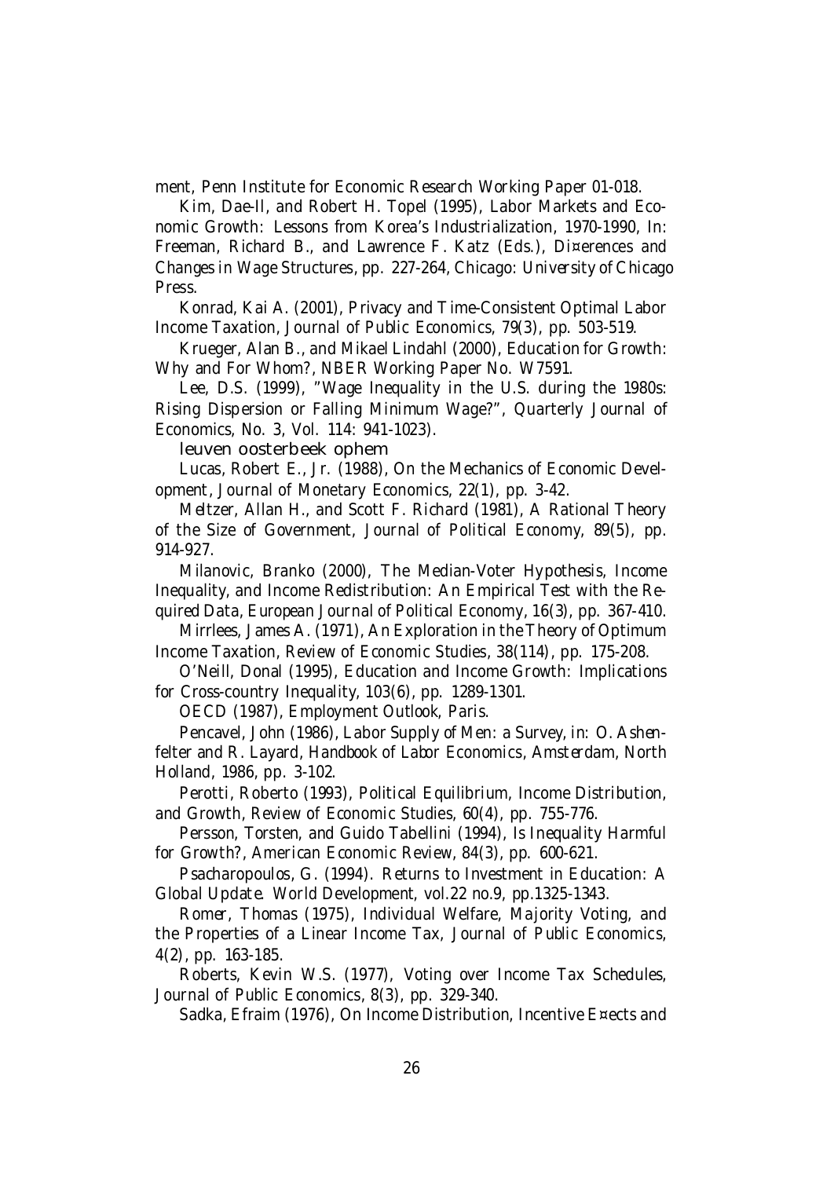ment, Penn Institute for Economic Research Working Paper 01-018.

Kim, Dae-Il, and Robert H. Topel (1995), Labor Markets and Economic Growth: Lessons from Korea's Industrialization, 1970-1990, In: Freeman, Richard B., and Lawrence F. Katz (Eds.), *Di¤erences and Changes in Wage Structures*, pp. 227-264, Chicago: University of Chicago Press.

Konrad, Kai A. (2001), Privacy and Time-Consistent Optimal Labor Income Taxation, *Journal of Public Economics*, 79(3), pp. 503-519.

Krueger, Alan B., and Mikael Lindahl (2000), Education for Growth: Why and For Whom?, NBER Working Paper No. W7591.

Lee, D.S. (1999), "Wage Inequality in the U.S. during the 1980s: Rising Dispersion or Falling Minimum Wage?", Quarterly Journal of Economics, No. 3, Vol. 114: 941-1023).

leuven oosterbeek ophem

Lucas, Robert E., Jr. (1988), On the Mechanics of Economic Development, *Journal of Monetary Economics*, 22(1), pp. 3-42.

Meltzer, Allan H., and Scott F. Richard (1981), A Rational Theory of the Size of Government, *Journal of Political Economy*, 89(5), pp. 914-927.

Milanovic, Branko (2000), The Median-Voter Hypothesis, Income Inequality, and Income Redistribution: An Empirical Test with the Required Data, *European Journal of Political Economy*, 16(3), pp. 367-410.

Mirrlees, James A. (1971), An Exploration in the Theory of Optimum Income Taxation, *Review of Economic Studies*, 38(114), pp. 175-208.

O'Neill, Donal (1995), Education and Income Growth: Implications for Cross-country Inequality, 103(6), pp. 1289-1301.

OECD (1987), *Employment Outlook*, Paris.

Pencavel, John (1986), Labor Supply of Men: a Survey, in: O. Ashenfelter and R. Layard, *Handbook of Labor Economics*, Amsterdam, North Holland, 1986, pp. 3-102.

Perotti, Roberto (1993), Political Equilibrium, Income Distribution, and Growth, *Review of Economic Studies*, 60(4), pp. 755-776.

Persson, Torsten, and Guido Tabellini (1994), Is Inequality Harmful for Growth?, *American Economic Review*, 84(3), pp. 600-621.

Psacharopoulos, G. (1994). Returns to Investment in Education: A Global Update. *World Development*, vol.22 no.9, pp.1325-1343.

Romer, Thomas (1975), Individual Welfare, Majority Voting, and the Properties of a Linear Income Tax, *Journal of Public Economics*, 4(2), pp. 163-185.

Roberts, Kevin W.S. (1977), Voting over Income Tax Schedules, *Journal of Public Economics*, 8(3), pp. 329-340.

Sadka, Efraim (1976), On Income Distribution, Incentive E¤ects and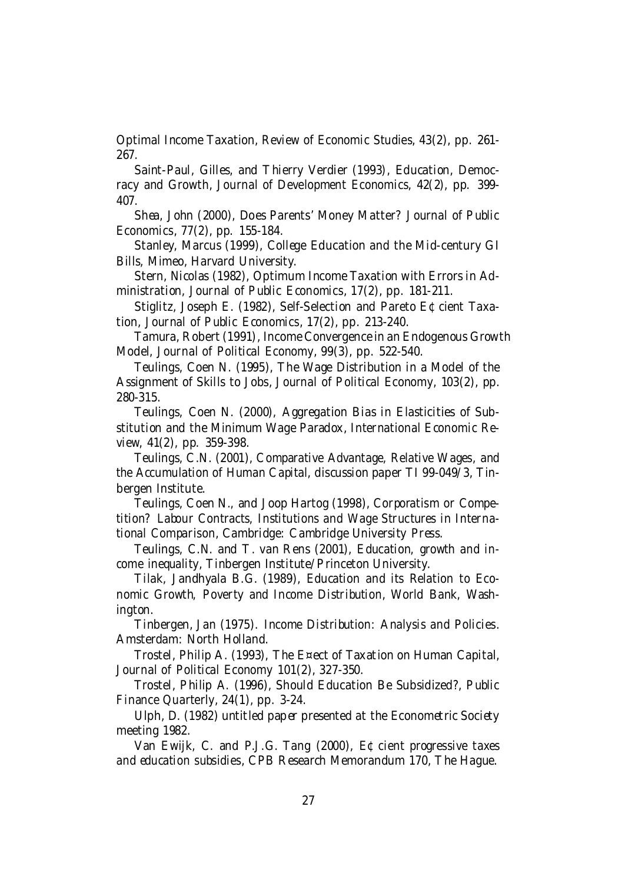Optimal Income Taxation, Review of Economic Studies, 43(2), pp. 261-267.

Saint-Paul, Gilles, and Thierry Verdier (1993), Education, Democracy and Growth, Journal of Development Economics, 42(2), pp. 399-407.

Shea, John (2000), Does Parents' Money Matter? Journal of Public Economics, 77(2), pp. 155-184.

Stanley, Marcus (1999), College Education and the Mid-century GI Bills, Mimeo, Harvard University.

Stern, Nicolas (1982), Optimum Income Taxation with Errors in Administration, Journal of Public Economics, 17(2), pp. 181-211.

Stiglitz, Joseph E. (1982), Self-Selection and Pareto E¢cient Taxation, Journal of Public Economics, 17(2), pp. 213-240.

Tamura, Robert (1991), Income Convergence in an Endogenous Growth Model, Journal of Political Economy, 99(3), pp. 522-540.

Teulings, Coen N. (1995), The Wage Distribution in a Model of the Assignment of Skills to Jobs, Journal of Political Economy, 103(2), pp. 280-315.

Teulings, Coen N. (2000), Aggregation Bias in Elasticities of Substitution and the Minimum Wage Paradox, International Economic Review, 41(2), pp. 359-398.

Teulings, C.N. (2001), Comparative Advantage, Relative Wages, and the Accumulation of Human Capital, discussion paper TI 99-049/3, Tinbergen Institute.

Teulings, Coen N., and Joop Hartog (1998), Corporatism or Competition? Labour Contracts, Institutions and Wage Structures in International Comparison, Cambridge: Cambridge University Press.

Teulings, C.N. and T. van Rens (2001), Education, growth and income inequality, Tinbergen Institute/Princeton University.

Tilak, Jandhyala B.G. (1989), Education and its Relation to Economic Growth, Poverty and Income Distribution, World Bank, Washington.

Tinbergen, Jan (1975). Income Distribution: Analysis and Policies. Amsterdam: North Holland.

Trostel, Philip A. (1993), The E¤ect of Taxation on Human Capital, Journal of Political Economy 101(2), 327-350.

Trostel, Philip A. (1996), Should Education Be Subsidized?, Public Finance Quarterly, 24(1), pp. 3-24.

Ulph, D. (1982) untitled paper presented at the Econometric Society meeting 1982.

Van Ewijk, C. and P.J.G. Tang (2000), E¢cient progressive taxes and education subsidies, CPB Research Memorandum 170, The Hague.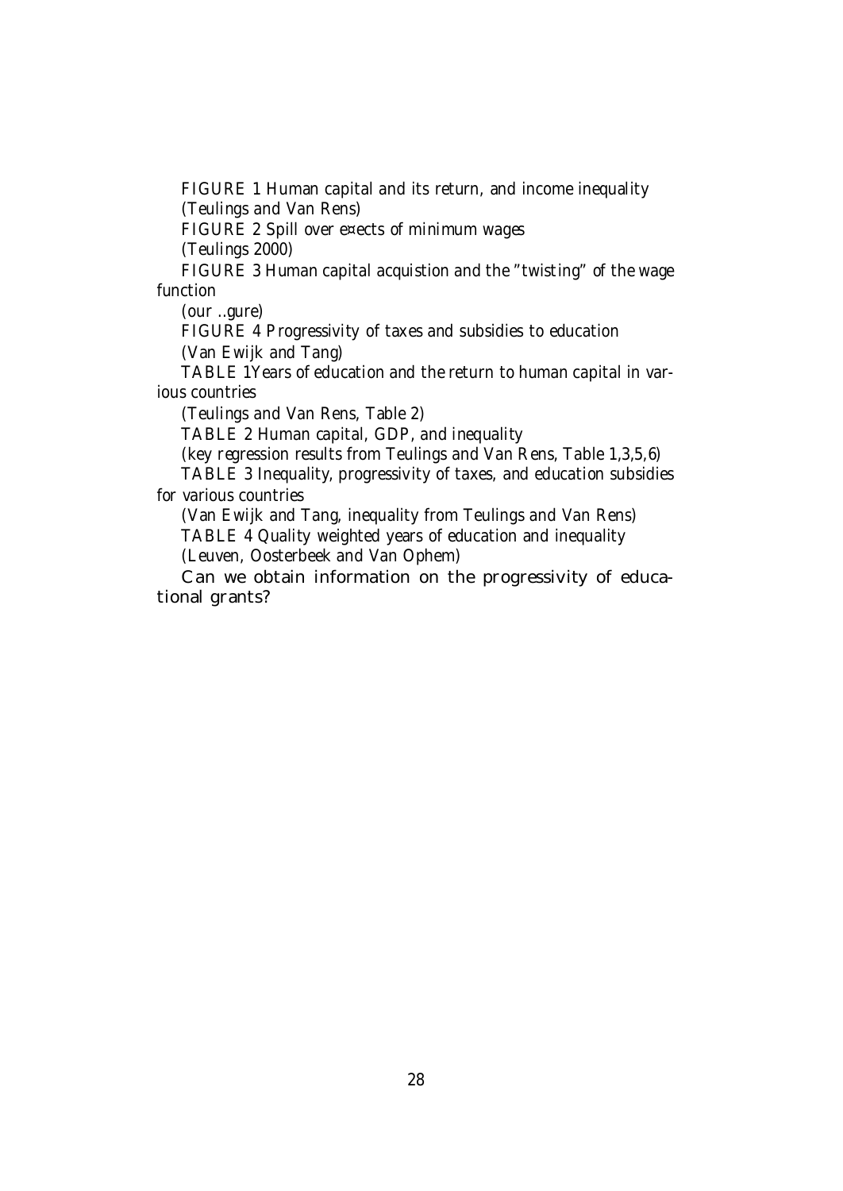FIGURE 1 Human capital and its return, and income inequality

(Teulings and Van Rens)

FIGURE 2 Spill over e¤ects of minimum wages

(Teulings 2000)

FIGURE 3 Human capital acquistion and the "twisting" of the wage function

(our ..gure)

FIGURE 4 Progressivity of taxes and subsidies to education

(Van Ewijk and Tang)

TABLE 1Years of education and the return to human capital in various countries

(Teulings and Van Rens, Table 2)

TABLE 2 Human capital, GDP, and inequality

(key regression results from Teulings and Van Rens, Table 1,3,5,6)

TABLE 3 Inequality, progressivity of taxes, and education subsidies for various countries

(Van Ewijk and Tang, inequality from Teulings and Van Rens)

TABLE 4 Quality weighted years of education and inequality

(Leuven, Oosterbeek and Van Ophem)

Can we obtain information on the progressivity of educational grants?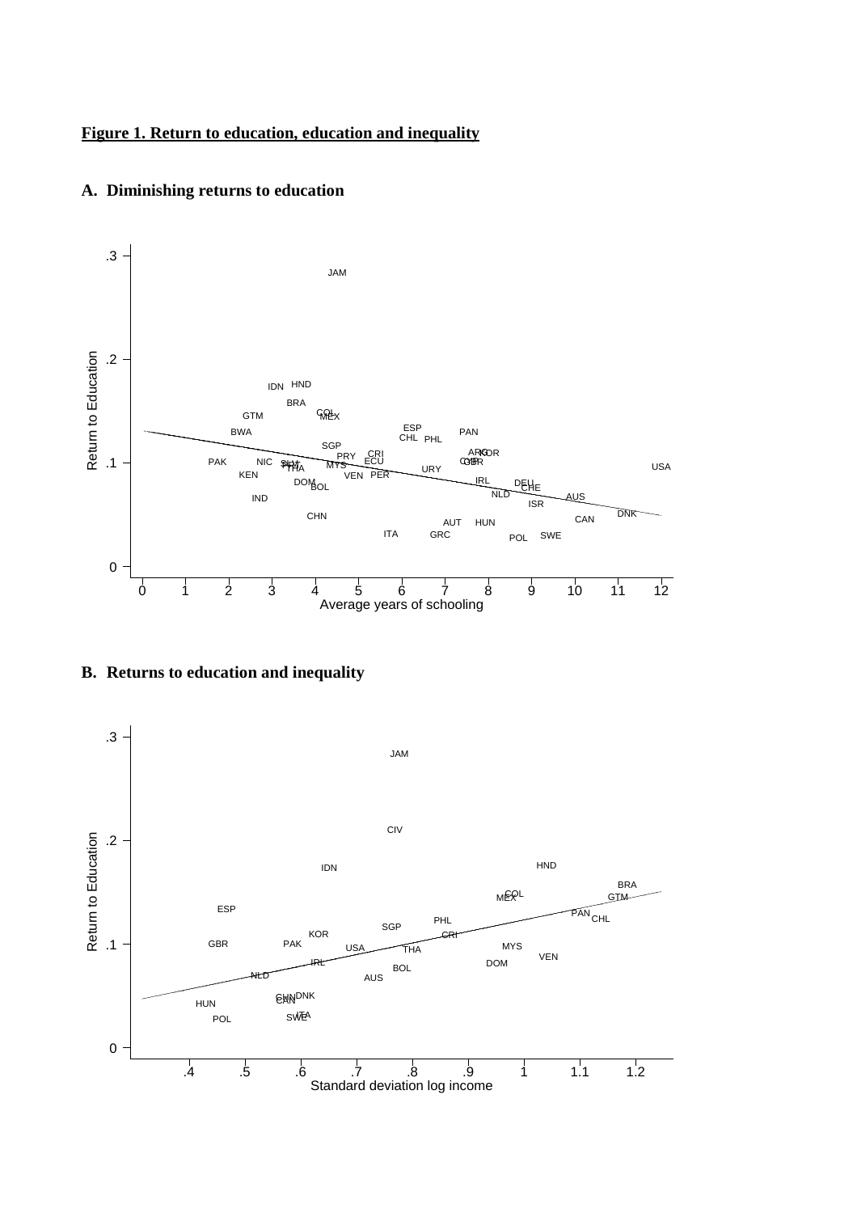**Figure 1. Return to education, education and inequality**

**A. Diminishing returns to education**

Return to Education

.3
.2
.1
0

0 1 2 3 4 5 6 7 8 9 10 11 12

Average years of schooling

JAM, IDN, HND, BRA, GTM, COL, MEX, ESP, PAN, BWA, CHL, PHL, SGP, PRY, CRI, ARG, KOR, PAK, NIC, SLV, PHT, THA, MYS, ECU, CIV, GBR, USA, KEN, URY, VEN, PER, DOM, BOL, IRL, DEU, CHE, NLD, AUS, IND, ISR, DNK, CHN, AUT, HUN, CAN, ITA, GRC, POL, SWE

**B. Returns to education and inequality**

Return to Education

.3
.2
.1
0

.4 .5 .6 .7 .8 .9 1 1.1 1.2

Standard deviation log income

JAM, CIV, IDN, HND, BRA, MEX, COL, GTM, ESP, PAN, CHL, PHL, SGP, KOR, CRI, GBR, PAK, USA, THA, MYS, VEN, IRL, DOM, BOL, NLD, AUS, CHN, CAN, DNK, HUN, SWE, ITA, POL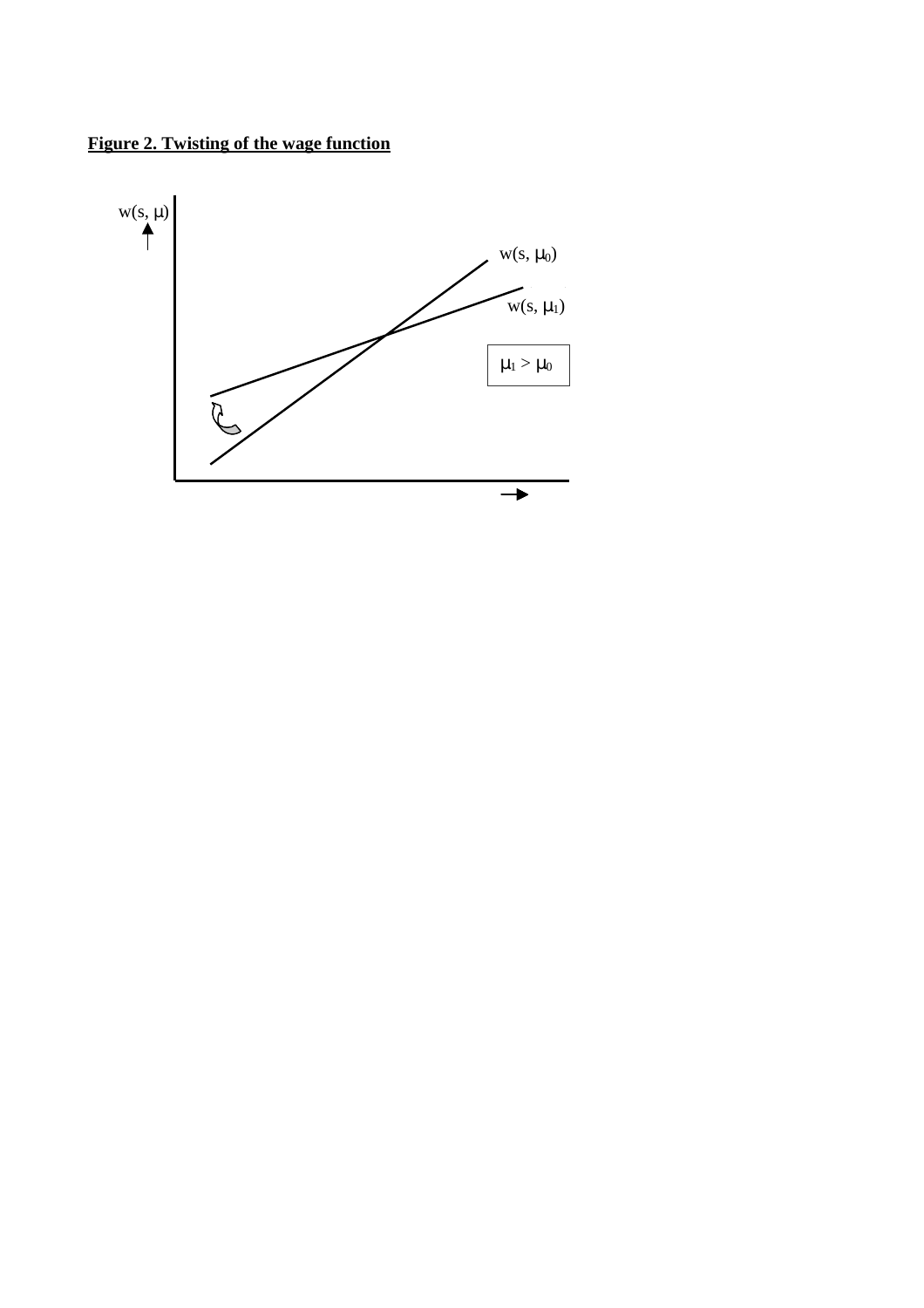**Figure 2. Twisting of the wage function**

$w(s, \mu)$

$w(s, \mu_0)$

$w(s, \mu_1)$

$\mu_1 > \mu_0$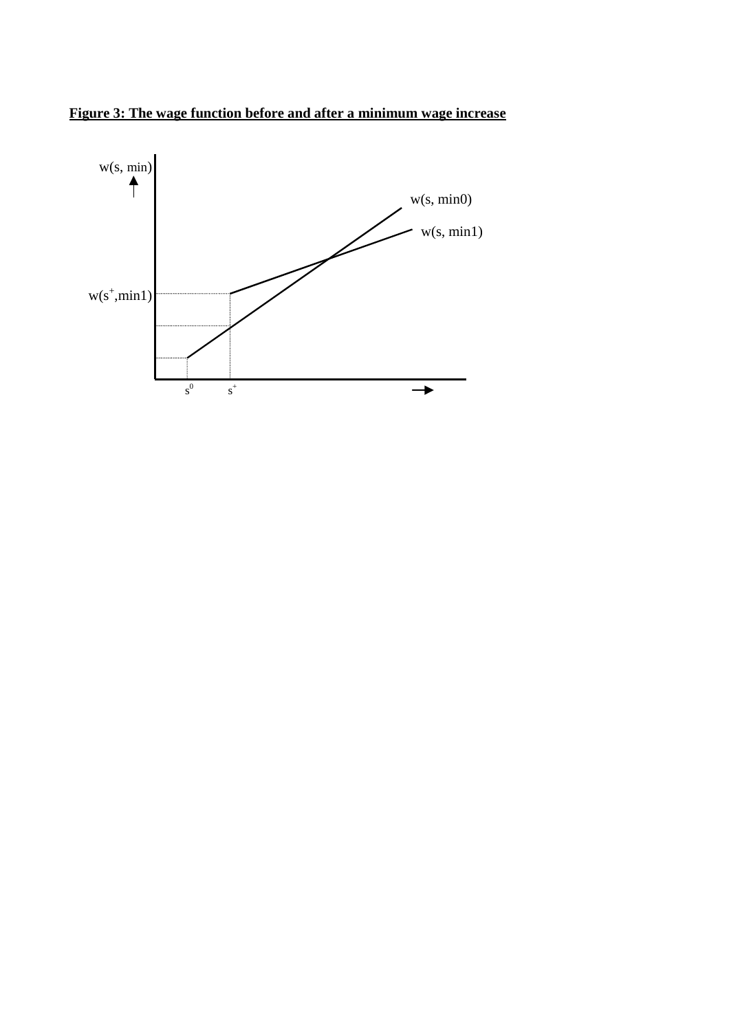**Figure 3: The wage function before and after a minimum wage increase**

w(s, min)

w(s, min0)

w(s, min1)

w(s$^{+}$,min1)

s$^{0}$

s$^{+}$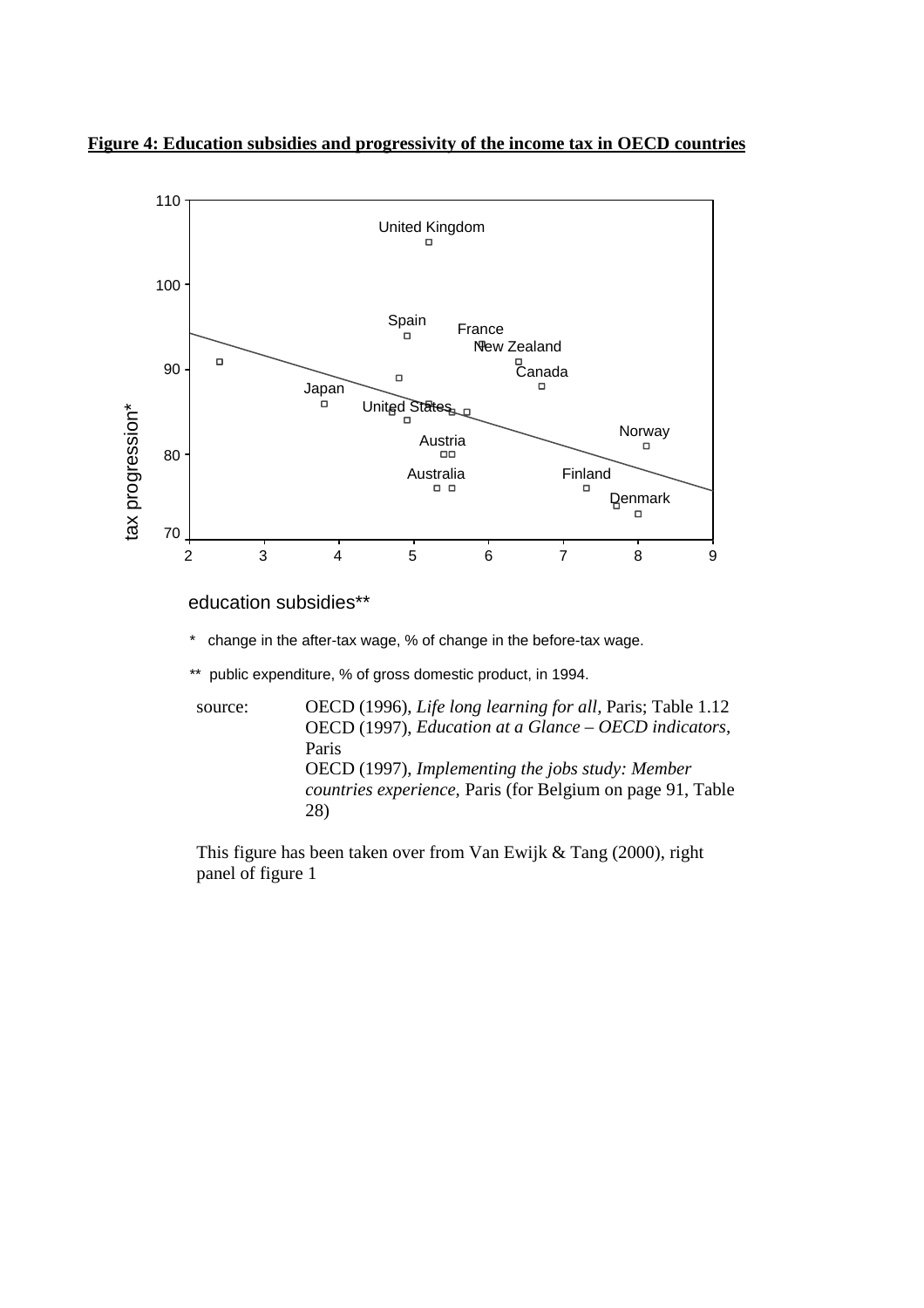**Figure 4: Education subsidies and progressivity of the income tax in OECD countries**

110
100
90
80
70

2 3 4 5 6 7 8 9

United Kingdom
Spain
France
New Zealand
Canada
Japan
United States
Norway
Austria
Australia
Finland
Denmark

tax progression*

education subsidies**

\* change in the after-tax wage, % of change in the before-tax wage.

\*\* public expenditure, % of gross domestic product, in 1994.

source: OECD (1996), *Life long learning for all*, Paris; Table 1.12
OECD (1997), *Education at a Glance – OECD indicators*, Paris
OECD (1997), *Implementing the jobs study: Member countries experience*, Paris (for Belgium on page 91, Table 28)

This figure has been taken over from Van Ewijk & Tang (2000), right panel of figure 1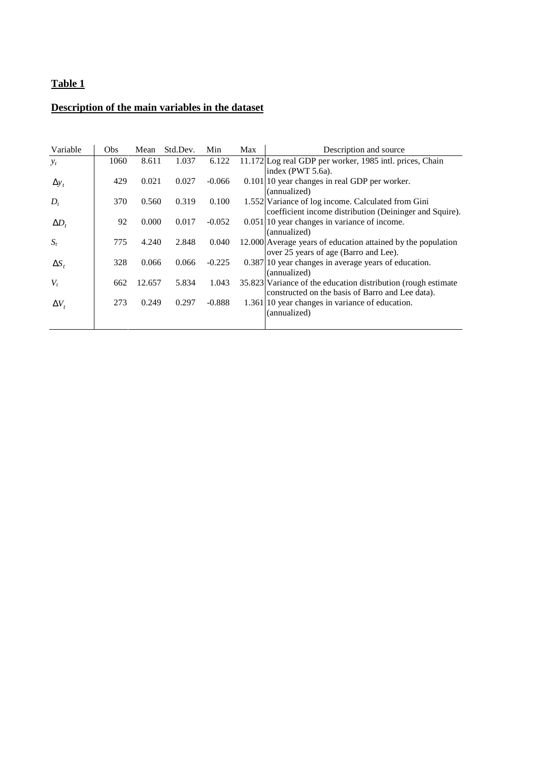**Table 1**

**Description of the main variables in the dataset**

| Variable | Obs | Mean | Std.Dev. | Min | Max | Description and source |
|---|---|---|---|---|---|---|
| $y_t$ | 1060 | 8.611 | 1.037 | 6.122 | 11.172 | Log real GDP per worker, 1985 intl. prices, Chain index (PWT 5.6a). |
| $\Delta y_t$ | 429 | 0.021 | 0.027 | -0.066 | 0.101 | 10 year changes in real GDP per worker. (annualized) |
| $D_t$ | 370 | 0.560 | 0.319 | 0.100 | 1.552 | Variance of log income. Calculated from Gini coefficient income distribution (Deininger and Squire). |
| $\Delta D_t$ | 92 | 0.000 | 0.017 | -0.052 | 0.051 | 10 year changes in variance of income. (annualized) |
| $S_t$ | 775 | 4.240 | 2.848 | 0.040 | 12.000 | Average years of education attained by the population over 25 years of age (Barro and Lee). |
| $\Delta S_t$ | 328 | 0.066 | 0.066 | -0.225 | 0.387 | 10 year changes in average years of education. (annualized) |
| $V_t$ | 662 | 12.657 | 5.834 | 1.043 | 35.823 | Variance of the education distribution (rough estimate constructed on the basis of Barro and Lee data). |
| $\Delta V_t$ | 273 | 0.249 | 0.297 | -0.888 | 1.361 | 10 year changes in variance of education. (annualized) |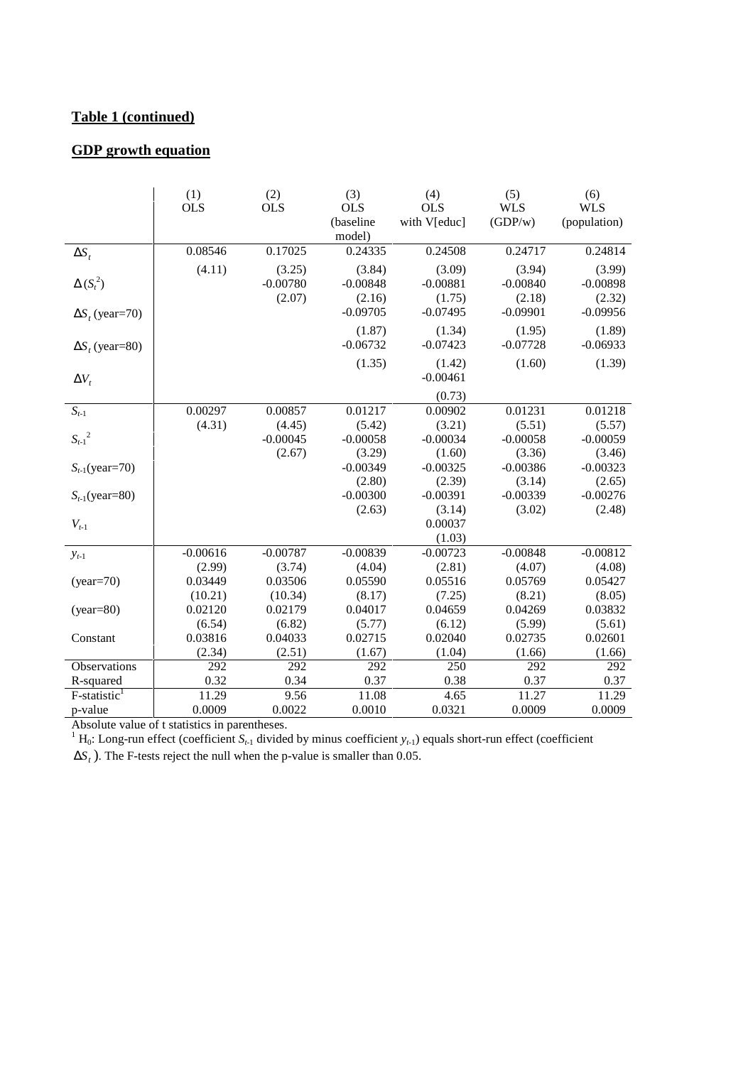**Table 1 (continued)**

**GDP growth equation**

| | (1) OLS | (2) OLS | (3) OLS (baseline model) | (4) OLS with V[educ] | (5) WLS (GDP/w) | (6) WLS (population) |
|---|---|---|---|---|---|---|
| $\Delta S_t$ | 0.08546 | 0.17025 | 0.24335 | 0.24508 | 0.24717 | 0.24814 |
| | (4.11) | (3.25) | (3.84) | (3.09) | (3.94) | (3.99) |
| $\Delta(S_t^2)$ | | -0.00780 | -0.00848 | -0.00881 | -0.00840 | -0.00898 |
| | | (2.07) | (2.16) | (1.75) | (2.18) | (2.32) |
| $\Delta S_t$ (year=70) | | | -0.09705 | -0.07495 | -0.09901 | -0.09956 |
| | | | (1.87) | (1.34) | (1.95) | (1.89) |
| $\Delta S_t$ (year=80) | | | -0.06732 | -0.07423 | -0.07728 | -0.06933 |
| | | | (1.35) | (1.42) | (1.60) | (1.39) |
| $\Delta V_t$ | | | | -0.00461 | | |
| | | | | (0.73) | | |
| $S_{t-1}$ | 0.00297 | 0.00857 | 0.01217 | 0.00902 | 0.01231 | 0.01218 |
| | (4.31) | (4.45) | (5.42) | (3.21) | (5.51) | (5.57) |
| $S_{t-1}^2$ | | -0.00045 | -0.00058 | -0.00034 | -0.00058 | -0.00059 |
| | | (2.67) | (3.29) | (1.60) | (3.36) | (3.46) |
| $S_{t-1}$(year=70) | | | -0.00349 | -0.00325 | -0.00386 | -0.00323 |
| | | | (2.80) | (2.39) | (3.14) | (2.65) |
| $S_{t-1}$(year=80) | | | -0.00300 | -0.00391 | -0.00339 | -0.00276 |
| | | | (2.63) | (3.14) | (3.02) | (2.48) |
| $V_{t-1}$ | | | | 0.00037 | | |
| | | | | (1.03) | | |
| $y_{t-1}$ | -0.00616 | -0.00787 | -0.00839 | -0.00723 | -0.00848 | -0.00812 |
| | (2.99) | (3.74) | (4.04) | (2.81) | (4.07) | (4.08) |
| (year=70) | 0.03449 | 0.03506 | 0.05590 | 0.05516 | 0.05769 | 0.05427 |
| | (10.21) | (10.34) | (8.17) | (7.25) | (8.21) | (8.05) |
| (year=80) | 0.02120 | 0.02179 | 0.04017 | 0.04659 | 0.04269 | 0.03832 |
| | (6.54) | (6.82) | (5.77) | (6.12) | (5.99) | (5.61) |
| Constant | 0.03816 | 0.04033 | 0.02715 | 0.02040 | 0.02735 | 0.02601 |
| | (2.34) | (2.51) | (1.67) | (1.04) | (1.66) | (1.66) |
| Observations | 292 | 292 | 292 | 250 | 292 | 292 |
| R-squared | 0.32 | 0.34 | 0.37 | 0.38 | 0.37 | 0.37 |
| F-statistic[1] | 11.29 | 9.56 | 11.08 | 4.65 | 11.27 | 11.29 |
| p-value | 0.0009 | 0.0022 | 0.0010 | 0.0321 | 0.0009 | 0.0009 |

Absolute value of t statistics in parentheses.

[1] $H_0$: Long-run effect (coefficient $S_{t-1}$ divided by minus coefficient $y_{t-1}$) equals short-run effect (coefficient $\Delta S_t$). The F-tests reject the null when the p-value is smaller than 0.05.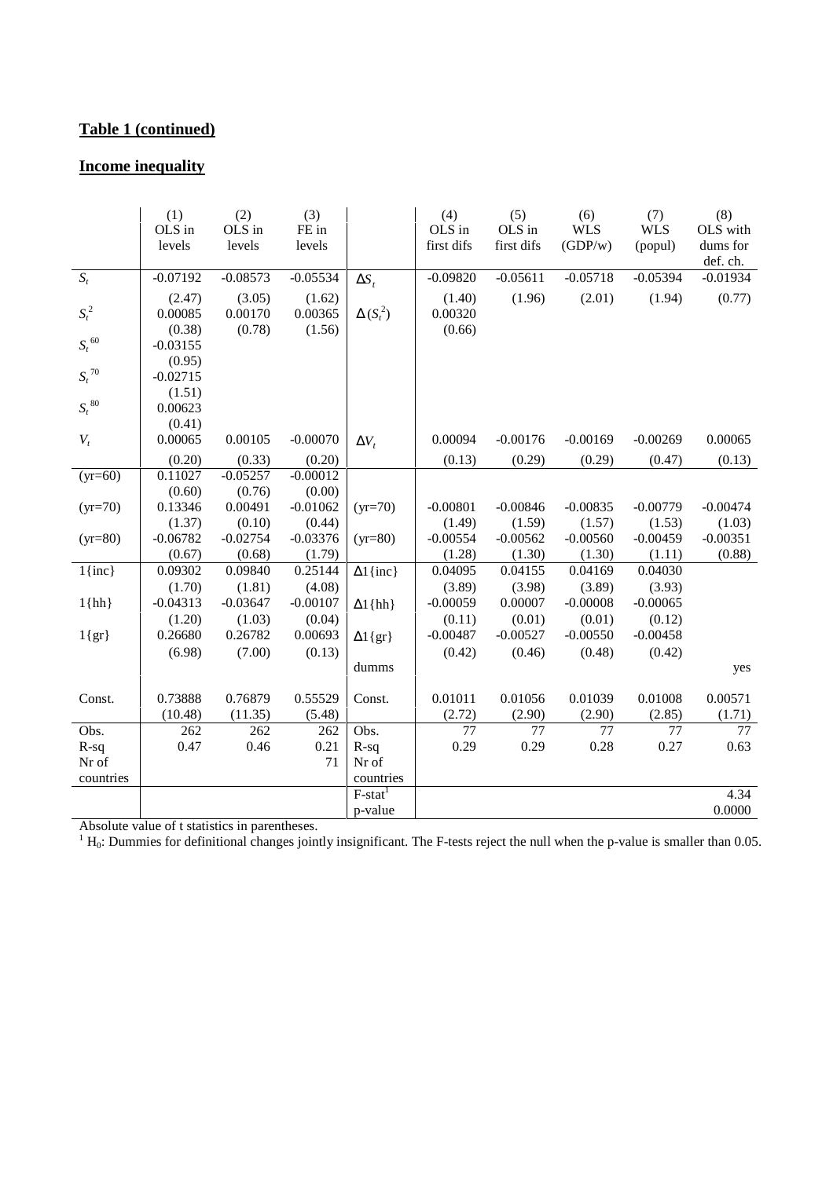**Table 1 (continued)**

**Income inequality**

| | (1) OLS in levels | (2) OLS in levels | (3) FE in levels | | (4) OLS in first difs | (5) OLS in first difs | (6) WLS (GDP/w) | (7) WLS (popul) | (8) OLS with dums for def. ch. |
|---|---|---|---|---|---|---|---|---|---|
| $S_t$ | -0.07192 | -0.08573 | -0.05534 | $\Delta S_t$ | -0.09820 | -0.05611 | -0.05718 | -0.05394 | -0.01934 |
| | (2.47) | (3.05) | (1.62) | | (1.40) | (1.96) | (2.01) | (1.94) | (0.77) |
| $S_t^2$ | 0.00085 | 0.00170 | 0.00365 | $\Delta(S_t^2)$ | 0.00320 | | | | |
| | (0.38) | (0.78) | (1.56) | | (0.66) | | | | |
| $S_t^{60}$ | -0.03155 | | | | | | | | |
| | (0.95) | | | | | | | | |
| $S_t^{70}$ | -0.02715 | | | | | | | | |
| | (1.51) | | | | | | | | |
| $S_t^{80}$ | 0.00623 | | | | | | | | |
| | (0.41) | | | | | | | | |
| $V_t$ | 0.00065 | 0.00105 | -0.00070 | $\Delta V_t$ | 0.00094 | -0.00176 | -0.00169 | -0.00269 | 0.00065 |
| | (0.20) | (0.33) | (0.20) | | (0.13) | (0.29) | (0.29) | (0.47) | (0.13) |
| (yr=60) | 0.11027 | -0.05257 | -0.00012 | | | | | | |
| | (0.60) | (0.76) | (0.00) | | | | | | |
| (yr=70) | 0.13346 | 0.00491 | -0.01062 | (yr=70) | -0.00801 | -0.00846 | -0.00835 | -0.00779 | -0.00474 |
| | (1.37) | (0.10) | (0.44) | | (1.49) | (1.59) | (1.57) | (1.53) | (1.03) |
| (yr=80) | -0.06782 | -0.02754 | -0.03376 | (yr=80) | -0.00554 | -0.00562 | -0.00560 | -0.00459 | -0.00351 |
| | (0.67) | (0.68) | (1.79) | | (1.28) | (1.30) | (1.30) | (1.11) | (0.88) |
| 1{inc} | 0.09302 | 0.09840 | 0.25144 | Δ1{inc} | 0.04095 | 0.04155 | 0.04169 | 0.04030 | |
| | (1.70) | (1.81) | (4.08) | | (3.89) | (3.98) | (3.89) | (3.93) | |
| 1{hh} | -0.04313 | -0.03647 | -0.00107 | Δ1{hh} | -0.00059 | 0.00007 | -0.00008 | -0.00065 | |
| | (1.20) | (1.03) | (0.04) | | (0.11) | (0.01) | (0.01) | (0.12) | |
| 1{gr} | 0.26680 | 0.26782 | 0.00693 | Δ1{gr} | -0.00487 | -0.00527 | -0.00550 | -0.00458 | |
| | (6.98) | (7.00) | (0.13) | | (0.42) | (0.46) | (0.48) | (0.42) | |
| | | | | dumms | | | | | yes |
| Const. | 0.73888 | 0.76879 | 0.55529 | Const. | 0.01011 | 0.01056 | 0.01039 | 0.01008 | 0.00571 |
| | (10.48) | (11.35) | (5.48) | | (2.72) | (2.90) | (2.90) | (2.85) | (1.71) |
| Obs. | 262 | 262 | 262 | Obs. | 77 | 77 | 77 | 77 | 77 |
| R-sq | 0.47 | 0.46 | 0.21 | R-sq | 0.29 | 0.29 | 0.28 | 0.27 | 0.63 |
| Nr of countries | | | 71 | Nr of countries | | | | | |
| | | | | F-stat[1] | | | | | 4.34 |
| | | | | p-value | | | | | 0.0000 |

Absolute value of t statistics in parentheses.

[1] $H_0$: Dummies for definitional changes jointly insignificant. The F-tests reject the null when the p-value is smaller than 0.05.